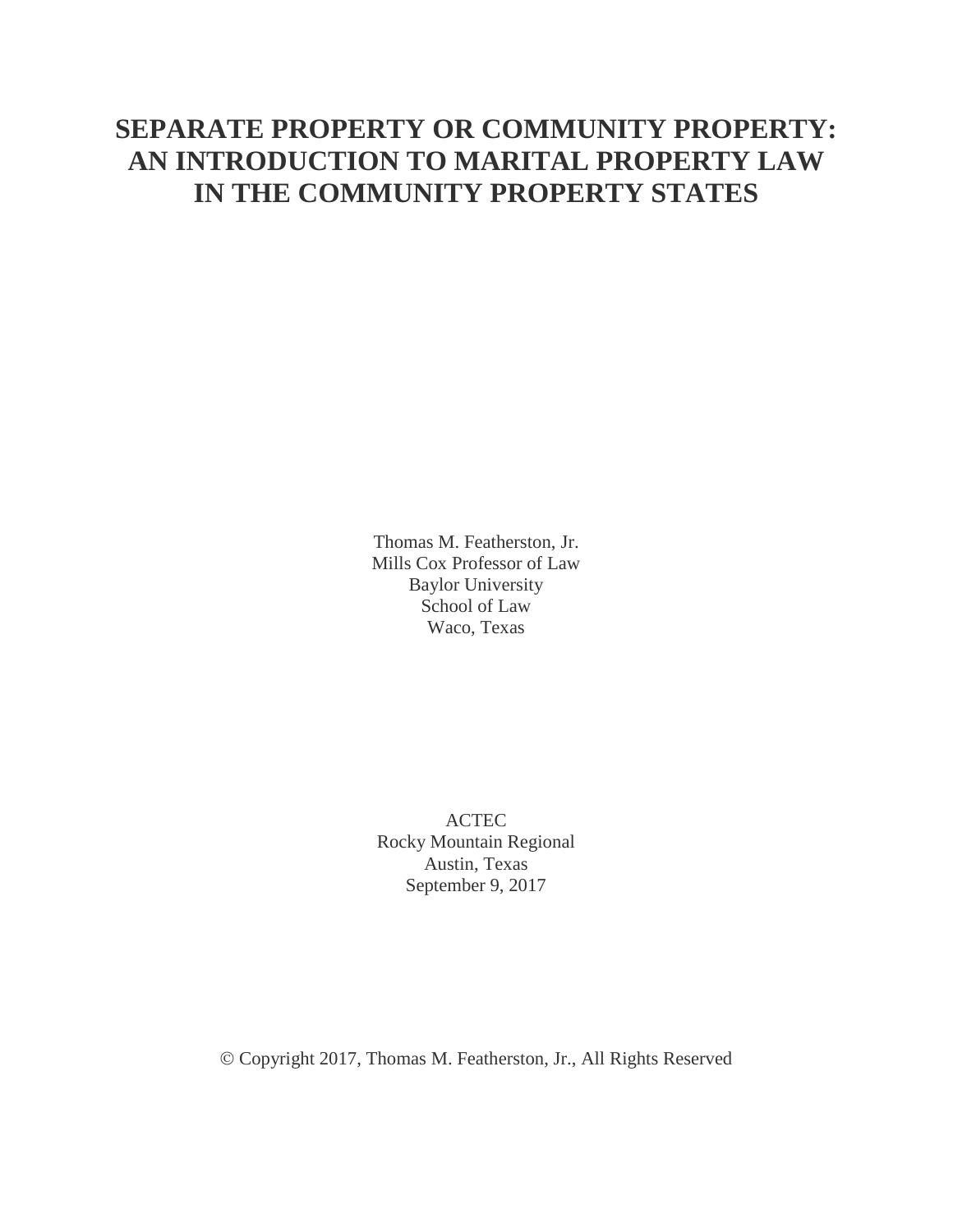# SEPARATE PROPERTY OR COMMUNITY PROPERTY: AN INTRODUCTION TO MARITAL PROPERTY LAW IN THE COMMUNITY PROPERTY STATES

Thomas M. Featherston, Jr.
Mills Cox Professor of Law
Baylor University
School of Law
Waco, Texas

ACTEC
Rocky Mountain Regional
Austin, Texas
September 9, 2017

© Copyright 2017, Thomas M. Featherston, Jr., All Rights Reserved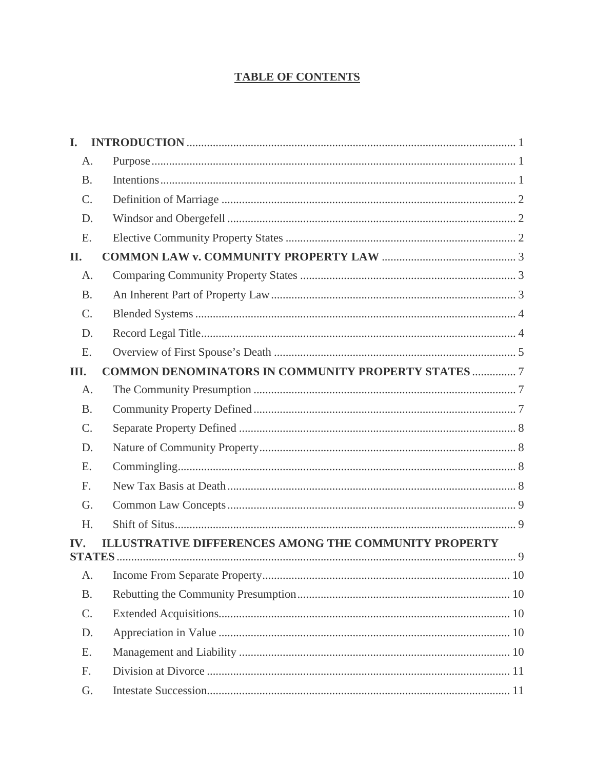# TABLE OF CONTENTS

**I. INTRODUCTION** ........ 1

- A. Purpose ........ 1
- B. Intentions ........ 1
- C. Definition of Marriage ........ 2
- D. Windsor and Obergefell ........ 2
- E. Elective Community Property States ........ 2

**II. COMMON LAW v. COMMUNITY PROPERTY LAW** ........ 3

- A. Comparing Community Property States ........ 3
- B. An Inherent Part of Property Law ........ 3
- C. Blended Systems ........ 4
- D. Record Legal Title ........ 4
- E. Overview of First Spouse's Death ........ 5

**III. COMMON DENOMINATORS IN COMMUNITY PROPERTY STATES** ........ 7

- A. The Community Presumption ........ 7
- B. Community Property Defined ........ 7
- C. Separate Property Defined ........ 8
- D. Nature of Community Property ........ 8
- E. Commingling ........ 8
- F. New Tax Basis at Death ........ 8
- G. Common Law Concepts ........ 9
- H. Shift of Situs ........ 9

**IV. ILLUSTRATIVE DIFFERENCES AMONG THE COMMUNITY PROPERTY STATES** ........ 9

- A. Income From Separate Property ........ 10
- B. Rebutting the Community Presumption ........ 10
- C. Extended Acquisitions ........ 10
- D. Appreciation in Value ........ 10
- E. Management and Liability ........ 10
- F. Division at Divorce ........ 11
- G. Intestate Succession ........ 11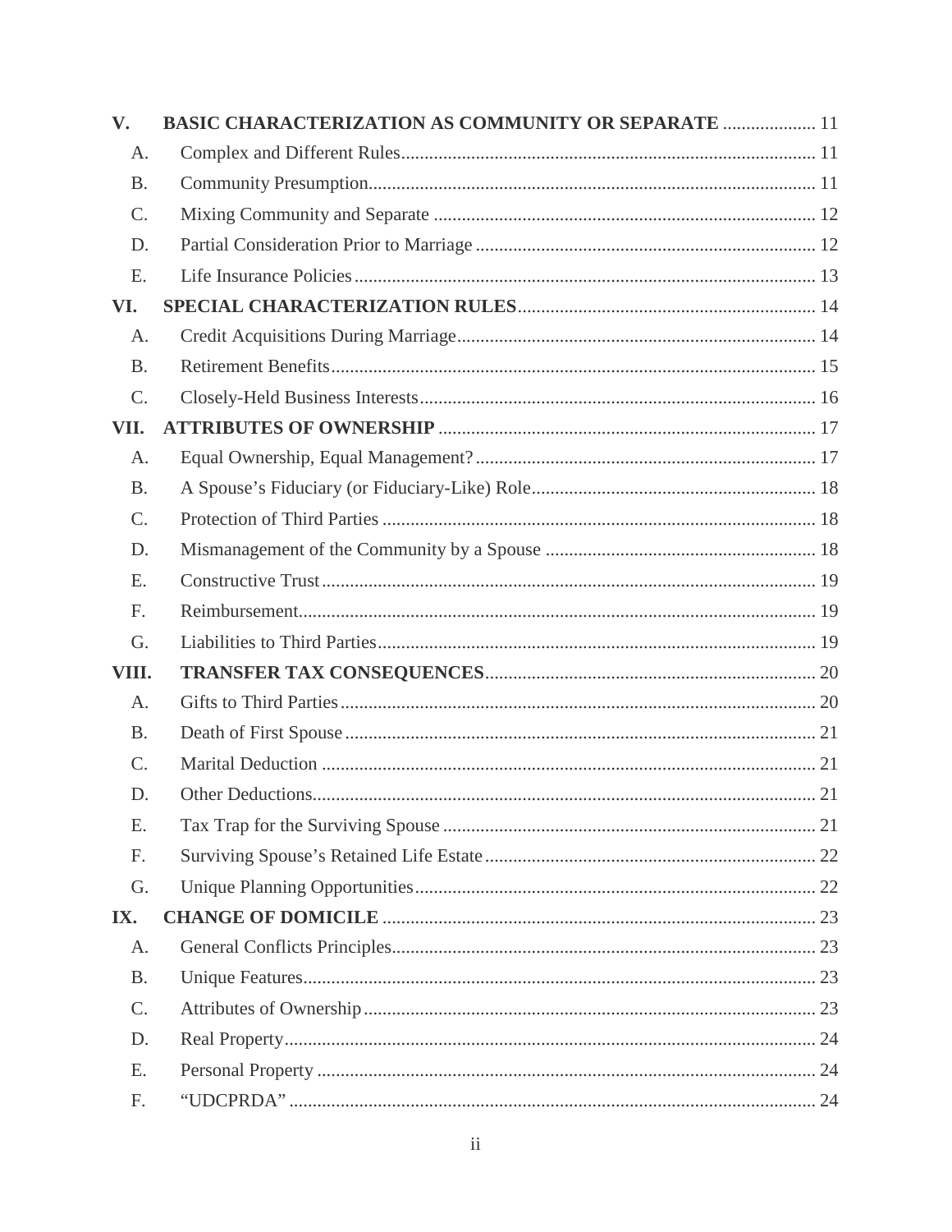**V. BASIC CHARACTERIZATION AS COMMUNITY OR SEPARATE** .................... 11

- A. Complex and Different Rules ........................................................................ 11
- B. Community Presumption ............................................................................... 11
- C. Mixing Community and Separate ................................................................. 12
- D. Partial Consideration Prior to Marriage ........................................................ 12
- E. Life Insurance Policies .................................................................................. 13

**VI. SPECIAL CHARACTERIZATION RULES** ............................................................... 14

- A. Credit Acquisitions During Marriage ............................................................ 14
- B. Retirement Benefits ....................................................................................... 15
- C. Closely-Held Business Interests .................................................................... 16

**VII. ATTRIBUTES OF OWNERSHIP** ................................................................................ 17

- A. Equal Ownership, Equal Management? ......................................................... 17
- B. A Spouse's Fiduciary (or Fiduciary-Like) Role ............................................. 18
- C. Protection of Third Parties ............................................................................ 18
- D. Mismanagement of the Community by a Spouse .......................................... 18
- E. Constructive Trust ......................................................................................... 19
- F. Reimbursement .............................................................................................. 19
- G. Liabilities to Third Parties ............................................................................. 19

**VIII. TRANSFER TAX CONSEQUENCES** ...................................................................... 20

- A. Gifts to Third Parties ..................................................................................... 20
- B. Death of First Spouse .................................................................................... 21
- C. Marital Deduction ......................................................................................... 21
- D. Other Deductions ........................................................................................... 21
- E. Tax Trap for the Surviving Spouse ............................................................... 21
- F. Surviving Spouse's Retained Life Estate ....................................................... 22
- G. Unique Planning Opportunities ..................................................................... 22

**IX. CHANGE OF DOMICILE** ............................................................................................ 23

- A. General Conflicts Principles .......................................................................... 23
- B. Unique Features ............................................................................................. 23
- C. Attributes of Ownership ................................................................................ 23
- D. Real Property ................................................................................................. 24
- E. Personal Property .......................................................................................... 24
- F. "UDCPRDA" ................................................................................................. 24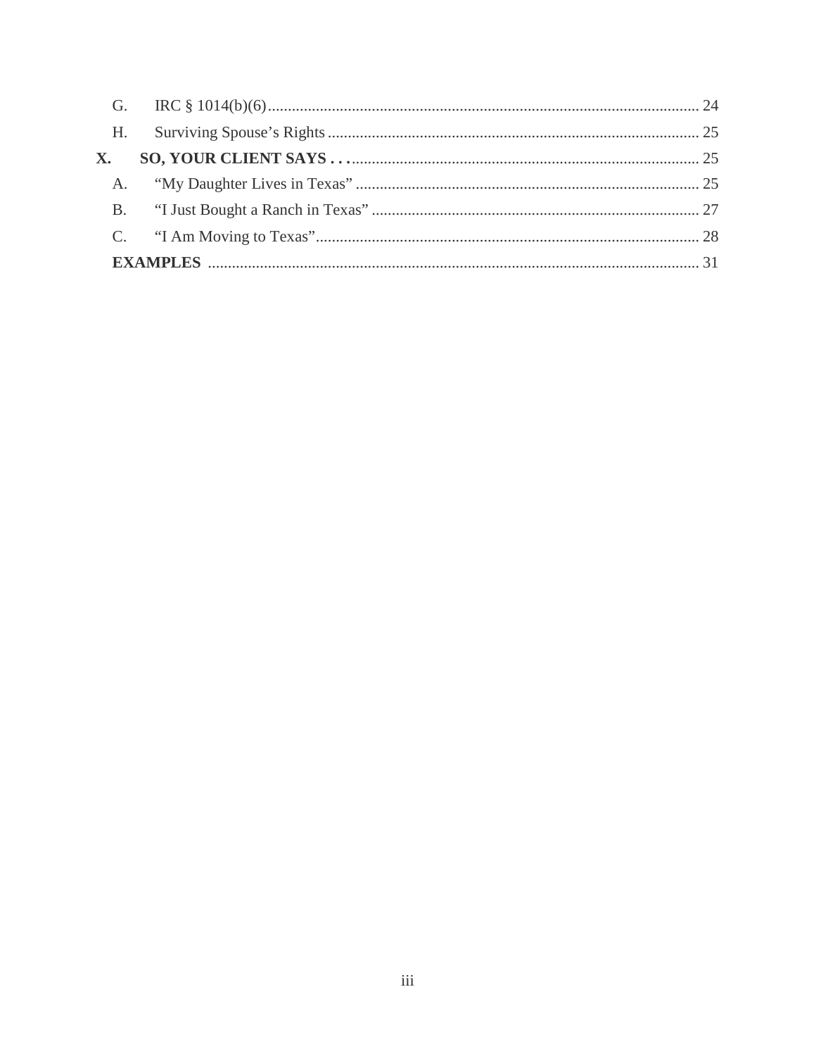G. IRC § 1014(b)(6) ........ 24

H. Surviving Spouse's Rights ........ 25

**X. SO, YOUR CLIENT SAYS . . .** ........ 25

A. "My Daughter Lives in Texas" ........ 25

B. "I Just Bought a Ranch in Texas" ........ 27

C. "I Am Moving to Texas" ........ 28

**EXAMPLES** ........ 31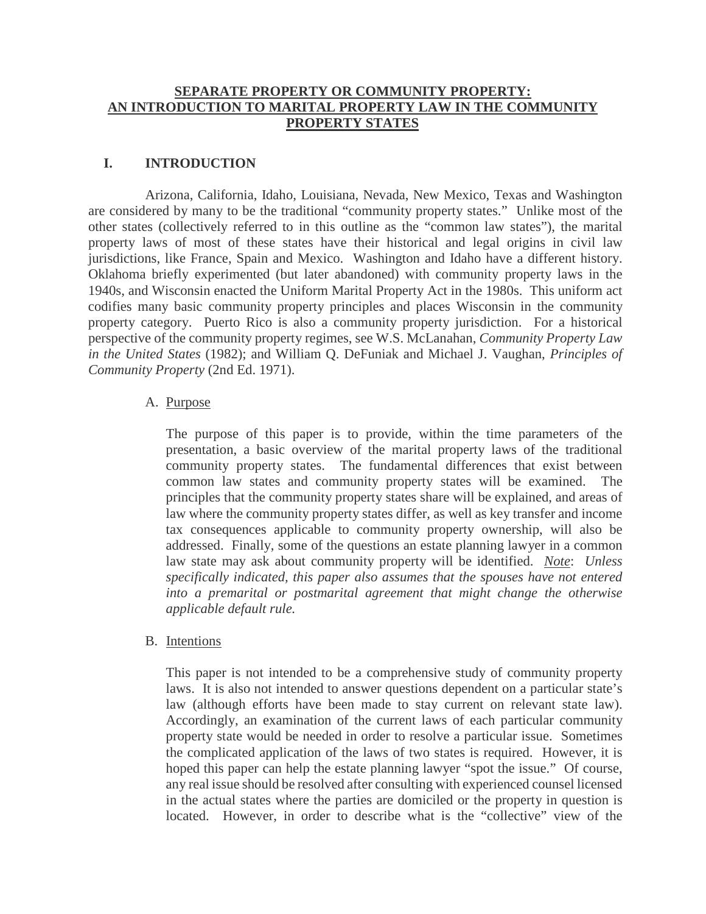# SEPARATE PROPERTY OR COMMUNITY PROPERTY: AN INTRODUCTION TO MARITAL PROPERTY LAW IN THE COMMUNITY PROPERTY STATES

## I. INTRODUCTION

Arizona, California, Idaho, Louisiana, Nevada, New Mexico, Texas and Washington are considered by many to be the traditional "community property states." Unlike most of the other states (collectively referred to in this outline as the "common law states"), the marital property laws of most of these states have their historical and legal origins in civil law jurisdictions, like France, Spain and Mexico. Washington and Idaho have a different history. Oklahoma briefly experimented (but later abandoned) with community property laws in the 1940s, and Wisconsin enacted the Uniform Marital Property Act in the 1980s. This uniform act codifies many basic community property principles and places Wisconsin in the community property category. Puerto Rico is also a community property jurisdiction. For a historical perspective of the community property regimes, see W.S. McLanahan, *Community Property Law in the United States* (1982); and William Q. DeFuniak and Michael J. Vaughan, *Principles of Community Property* (2nd Ed. 1971).

### A. Purpose

The purpose of this paper is to provide, within the time parameters of the presentation, a basic overview of the marital property laws of the traditional community property states. The fundamental differences that exist between common law states and community property states will be examined. The principles that the community property states share will be explained, and areas of law where the community property states differ, as well as key transfer and income tax consequences applicable to community property ownership, will also be addressed. Finally, some of the questions an estate planning lawyer in a common law state may ask about community property will be identified. *Note*: *Unless specifically indicated, this paper also assumes that the spouses have not entered into a premarital or postmarital agreement that might change the otherwise applicable default rule.*

### B. Intentions

This paper is not intended to be a comprehensive study of community property laws. It is also not intended to answer questions dependent on a particular state's law (although efforts have been made to stay current on relevant state law). Accordingly, an examination of the current laws of each particular community property state would be needed in order to resolve a particular issue. Sometimes the complicated application of the laws of two states is required. However, it is hoped this paper can help the estate planning lawyer "spot the issue." Of course, any real issue should be resolved after consulting with experienced counsel licensed in the actual states where the parties are domiciled or the property in question is located. However, in order to describe what is the "collective" view of the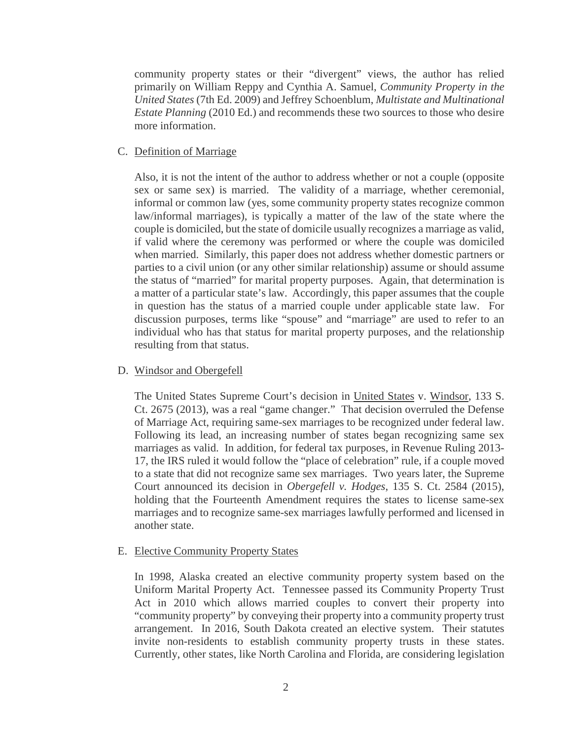community property states or their "divergent" views, the author has relied primarily on William Reppy and Cynthia A. Samuel, *Community Property in the United States* (7th Ed. 2009) and Jeffrey Schoenblum, *Multistate and Multinational Estate Planning* (2010 Ed.) and recommends these two sources to those who desire more information.

C. Definition of Marriage

Also, it is not the intent of the author to address whether or not a couple (opposite sex or same sex) is married. The validity of a marriage, whether ceremonial, informal or common law (yes, some community property states recognize common law/informal marriages), is typically a matter of the law of the state where the couple is domiciled, but the state of domicile usually recognizes a marriage as valid, if valid where the ceremony was performed or where the couple was domiciled when married. Similarly, this paper does not address whether domestic partners or parties to a civil union (or any other similar relationship) assume or should assume the status of "married" for marital property purposes. Again, that determination is a matter of a particular state's law. Accordingly, this paper assumes that the couple in question has the status of a married couple under applicable state law. For discussion purposes, terms like "spouse" and "marriage" are used to refer to an individual who has that status for marital property purposes, and the relationship resulting from that status.

D. Windsor and Obergefell

The United States Supreme Court's decision in United States v. Windsor, 133 S. Ct. 2675 (2013), was a real "game changer." That decision overruled the Defense of Marriage Act, requiring same-sex marriages to be recognized under federal law. Following its lead, an increasing number of states began recognizing same sex marriages as valid. In addition, for federal tax purposes, in Revenue Ruling 2013-17, the IRS ruled it would follow the "place of celebration" rule, if a couple moved to a state that did not recognize same sex marriages. Two years later, the Supreme Court announced its decision in *Obergefell v. Hodges*, 135 S. Ct. 2584 (2015), holding that the Fourteenth Amendment requires the states to license same-sex marriages and to recognize same-sex marriages lawfully performed and licensed in another state.

E. Elective Community Property States

In 1998, Alaska created an elective community property system based on the Uniform Marital Property Act. Tennessee passed its Community Property Trust Act in 2010 which allows married couples to convert their property into "community property" by conveying their property into a community property trust arrangement. In 2016, South Dakota created an elective system. Their statutes invite non-residents to establish community property trusts in these states. Currently, other states, like North Carolina and Florida, are considering legislation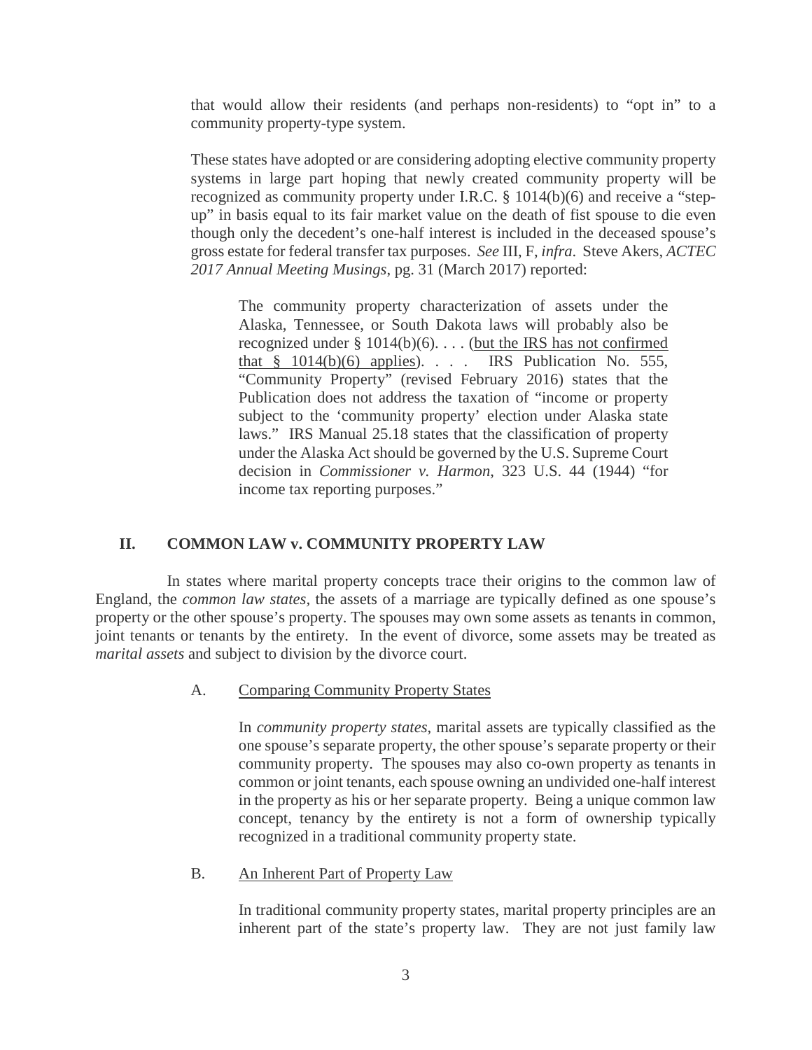that would allow their residents (and perhaps non-residents) to "opt in" to a community property-type system.

These states have adopted or are considering adopting elective community property systems in large part hoping that newly created community property will be recognized as community property under I.R.C. § 1014(b)(6) and receive a "step-up" in basis equal to its fair market value on the death of fist spouse to die even though only the decedent's one-half interest is included in the deceased spouse's gross estate for federal transfer tax purposes. *See* III, F, *infra*. Steve Akers, *ACTEC 2017 Annual Meeting Musings*, pg. 31 (March 2017) reported:

> The community property characterization of assets under the Alaska, Tennessee, or South Dakota laws will probably also be recognized under § 1014(b)(6). . . . (<u>but the IRS has not confirmed that § 1014(b)(6) applies</u>). . . . IRS Publication No. 555, "Community Property" (revised February 2016) states that the Publication does not address the taxation of "income or property subject to the 'community property' election under Alaska state laws." IRS Manual 25.18 states that the classification of property under the Alaska Act should be governed by the U.S. Supreme Court decision in *Commissioner v. Harmon*, 323 U.S. 44 (1944) "for income tax reporting purposes."

## II. COMMON LAW v. COMMUNITY PROPERTY LAW

In states where marital property concepts trace their origins to the common law of England, the *common law states*, the assets of a marriage are typically defined as one spouse's property or the other spouse's property. The spouses may own some assets as tenants in common, joint tenants or tenants by the entirety. In the event of divorce, some assets may be treated as *marital assets* and subject to division by the divorce court.

### A. Comparing Community Property States

In *community property states*, marital assets are typically classified as the one spouse's separate property, the other spouse's separate property or their community property. The spouses may also co-own property as tenants in common or joint tenants, each spouse owning an undivided one-half interest in the property as his or her separate property. Being a unique common law concept, tenancy by the entirety is not a form of ownership typically recognized in a traditional community property state.

### B. An Inherent Part of Property Law

In traditional community property states, marital property principles are an inherent part of the state's property law. They are not just family law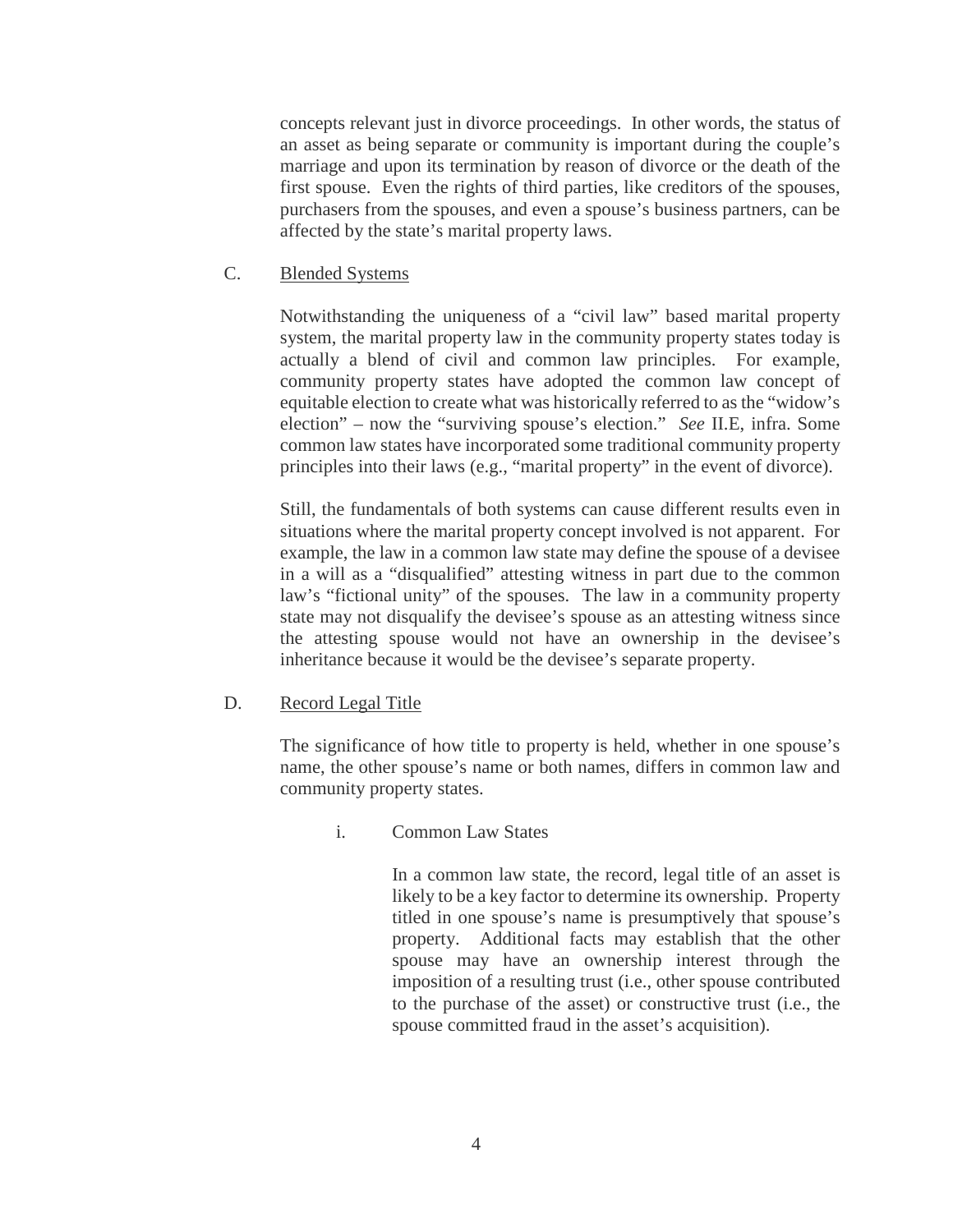concepts relevant just in divorce proceedings. In other words, the status of an asset as being separate or community is important during the couple's marriage and upon its termination by reason of divorce or the death of the first spouse. Even the rights of third parties, like creditors of the spouses, purchasers from the spouses, and even a spouse's business partners, can be affected by the state's marital property laws.

### C. Blended Systems

Notwithstanding the uniqueness of a "civil law" based marital property system, the marital property law in the community property states today is actually a blend of civil and common law principles. For example, community property states have adopted the common law concept of equitable election to create what was historically referred to as the "widow's election" – now the "surviving spouse's election." *See* II.E, infra. Some common law states have incorporated some traditional community property principles into their laws (e.g., "marital property" in the event of divorce).

Still, the fundamentals of both systems can cause different results even in situations where the marital property concept involved is not apparent. For example, the law in a common law state may define the spouse of a devisee in a will as a "disqualified" attesting witness in part due to the common law's "fictional unity" of the spouses. The law in a community property state may not disqualify the devisee's spouse as an attesting witness since the attesting spouse would not have an ownership in the devisee's inheritance because it would be the devisee's separate property.

### D. Record Legal Title

The significance of how title to property is held, whether in one spouse's name, the other spouse's name or both names, differs in common law and community property states.

#### i. Common Law States

In a common law state, the record, legal title of an asset is likely to be a key factor to determine its ownership. Property titled in one spouse's name is presumptively that spouse's property. Additional facts may establish that the other spouse may have an ownership interest through the imposition of a resulting trust (i.e., other spouse contributed to the purchase of the asset) or constructive trust (i.e., the spouse committed fraud in the asset's acquisition).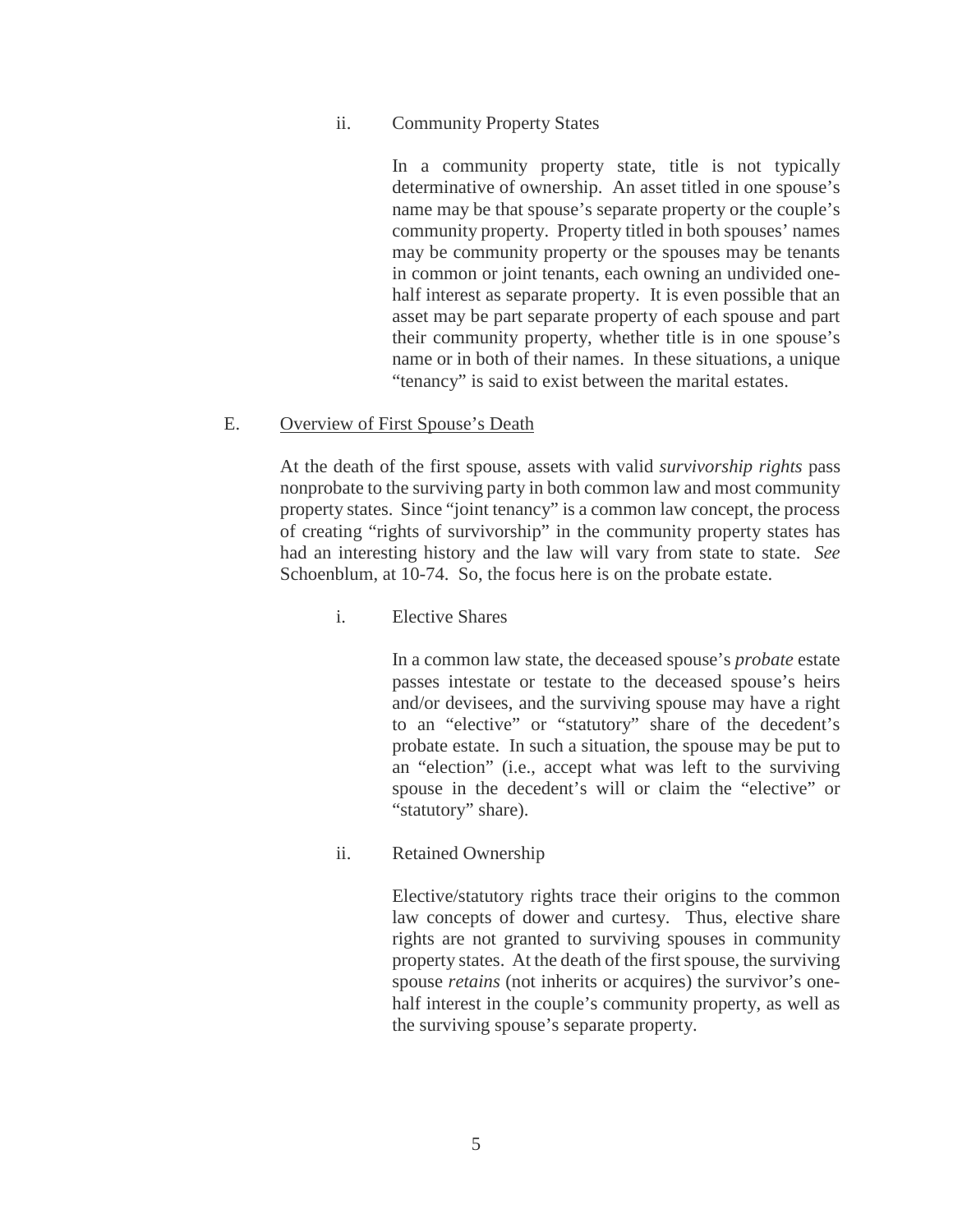#### ii. Community Property States

In a community property state, title is not typically determinative of ownership. An asset titled in one spouse's name may be that spouse's separate property or the couple's community property. Property titled in both spouses' names may be community property or the spouses may be tenants in common or joint tenants, each owning an undivided one-half interest as separate property. It is even possible that an asset may be part separate property of each spouse and part their community property, whether title is in one spouse's name or in both of their names. In these situations, a unique "tenancy" is said to exist between the marital estates.

### E. Overview of First Spouse's Death

At the death of the first spouse, assets with valid *survivorship rights* pass nonprobate to the surviving party in both common law and most community property states. Since "joint tenancy" is a common law concept, the process of creating "rights of survivorship" in the community property states has had an interesting history and the law will vary from state to state. *See* Schoenblum, at 10-74. So, the focus here is on the probate estate.

#### i. Elective Shares

In a common law state, the deceased spouse's *probate* estate passes intestate or testate to the deceased spouse's heirs and/or devisees, and the surviving spouse may have a right to an "elective" or "statutory" share of the decedent's probate estate. In such a situation, the spouse may be put to an "election" (i.e., accept what was left to the surviving spouse in the decedent's will or claim the "elective" or "statutory" share).

#### ii. Retained Ownership

Elective/statutory rights trace their origins to the common law concepts of dower and curtesy. Thus, elective share rights are not granted to surviving spouses in community property states. At the death of the first spouse, the surviving spouse *retains* (not inherits or acquires) the survivor's one-half interest in the couple's community property, as well as the surviving spouse's separate property.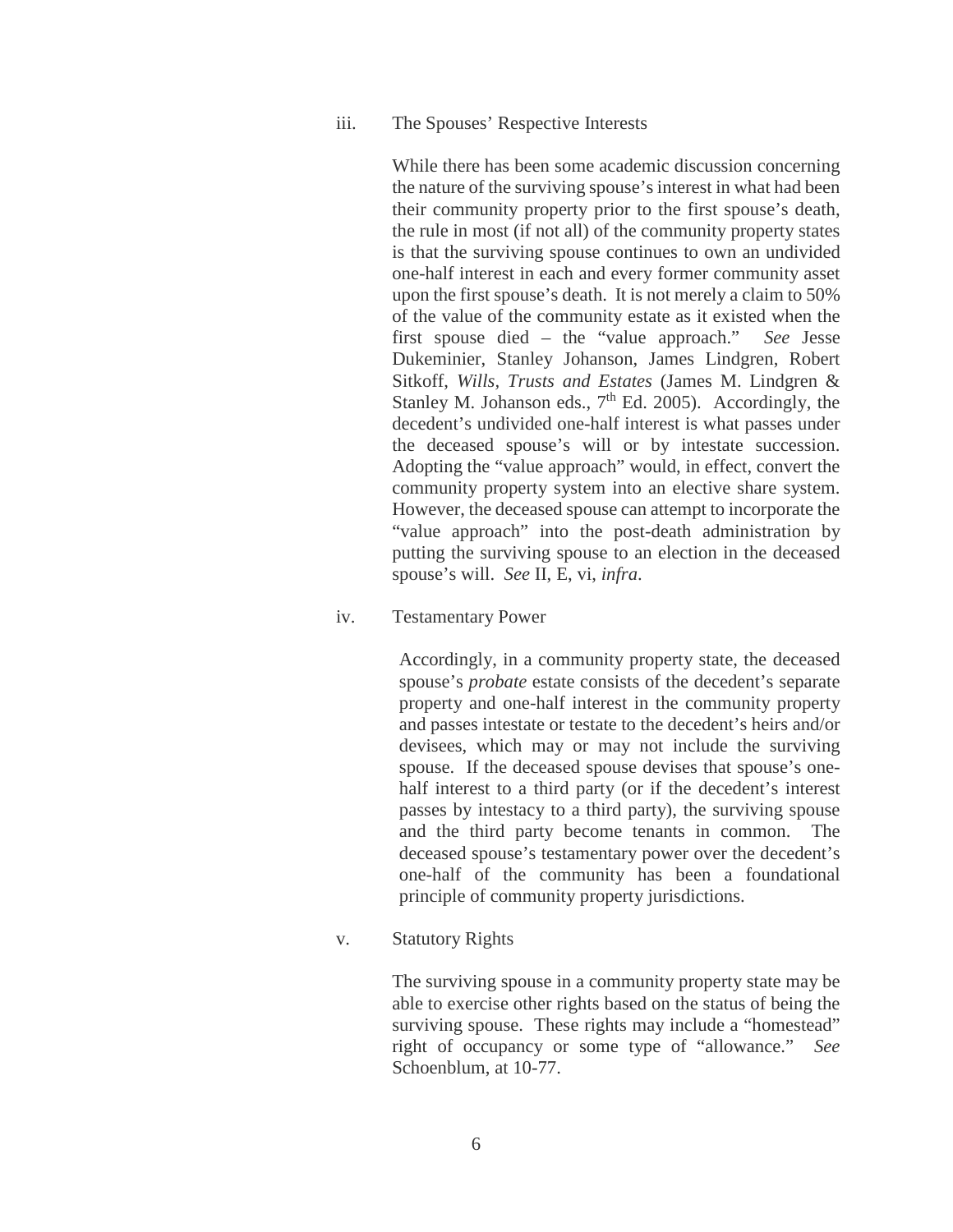iii. The Spouses' Respective Interests

While there has been some academic discussion concerning the nature of the surviving spouse's interest in what had been their community property prior to the first spouse's death, the rule in most (if not all) of the community property states is that the surviving spouse continues to own an undivided one-half interest in each and every former community asset upon the first spouse's death. It is not merely a claim to 50% of the value of the community estate as it existed when the first spouse died – the "value approach." *See* Jesse Dukeminier, Stanley Johanson, James Lindgren, Robert Sitkoff, *Wills, Trusts and Estates* (James M. Lindgren & Stanley M. Johanson eds., 7th Ed. 2005). Accordingly, the decedent's undivided one-half interest is what passes under the deceased spouse's will or by intestate succession. Adopting the "value approach" would, in effect, convert the community property system into an elective share system. However, the deceased spouse can attempt to incorporate the "value approach" into the post-death administration by putting the surviving spouse to an election in the deceased spouse's will. *See* II, E, vi, *infra*.

iv. Testamentary Power

Accordingly, in a community property state, the deceased spouse's *probate* estate consists of the decedent's separate property and one-half interest in the community property and passes intestate or testate to the decedent's heirs and/or devisees, which may or may not include the surviving spouse. If the deceased spouse devises that spouse's one-half interest to a third party (or if the decedent's interest passes by intestacy to a third party), the surviving spouse and the third party become tenants in common. The deceased spouse's testamentary power over the decedent's one-half of the community has been a foundational principle of community property jurisdictions.

v. Statutory Rights

The surviving spouse in a community property state may be able to exercise other rights based on the status of being the surviving spouse. These rights may include a "homestead" right of occupancy or some type of "allowance." *See* Schoenblum, at 10-77.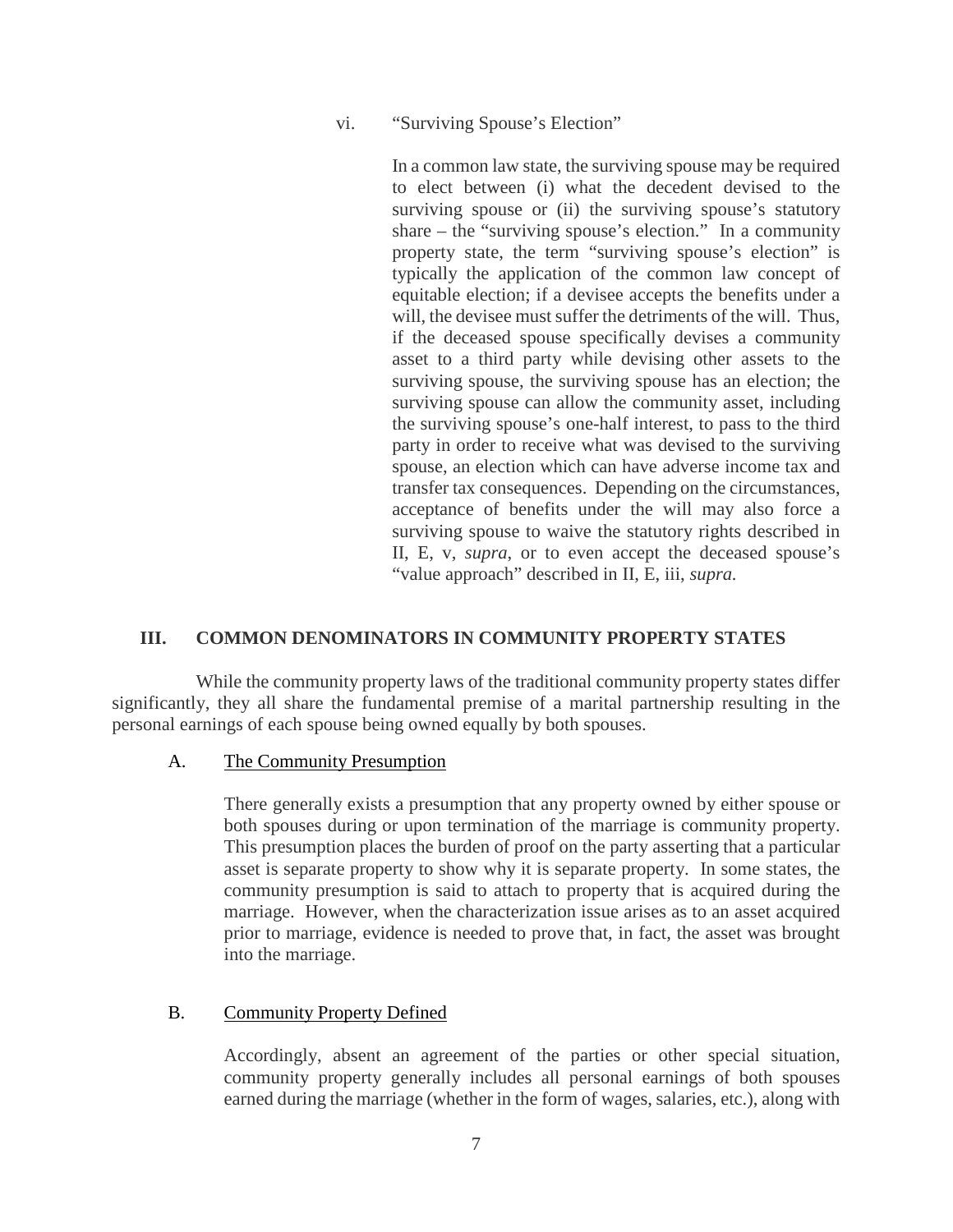vi. "Surviving Spouse's Election"

In a common law state, the surviving spouse may be required to elect between (i) what the decedent devised to the surviving spouse or (ii) the surviving spouse's statutory share – the "surviving spouse's election." In a community property state, the term "surviving spouse's election" is typically the application of the common law concept of equitable election; if a devisee accepts the benefits under a will, the devisee must suffer the detriments of the will. Thus, if the deceased spouse specifically devises a community asset to a third party while devising other assets to the surviving spouse, the surviving spouse has an election; the surviving spouse can allow the community asset, including the surviving spouse's one-half interest, to pass to the third party in order to receive what was devised to the surviving spouse, an election which can have adverse income tax and transfer tax consequences. Depending on the circumstances, acceptance of benefits under the will may also force a surviving spouse to waive the statutory rights described in II, E, v, *supra*, or to even accept the deceased spouse's "value approach" described in II, E, iii, *supra.*

## III. COMMON DENOMINATORS IN COMMUNITY PROPERTY STATES

While the community property laws of the traditional community property states differ significantly, they all share the fundamental premise of a marital partnership resulting in the personal earnings of each spouse being owned equally by both spouses.

### A. The Community Presumption

There generally exists a presumption that any property owned by either spouse or both spouses during or upon termination of the marriage is community property. This presumption places the burden of proof on the party asserting that a particular asset is separate property to show why it is separate property. In some states, the community presumption is said to attach to property that is acquired during the marriage. However, when the characterization issue arises as to an asset acquired prior to marriage, evidence is needed to prove that, in fact, the asset was brought into the marriage.

### B. Community Property Defined

Accordingly, absent an agreement of the parties or other special situation, community property generally includes all personal earnings of both spouses earned during the marriage (whether in the form of wages, salaries, etc.), along with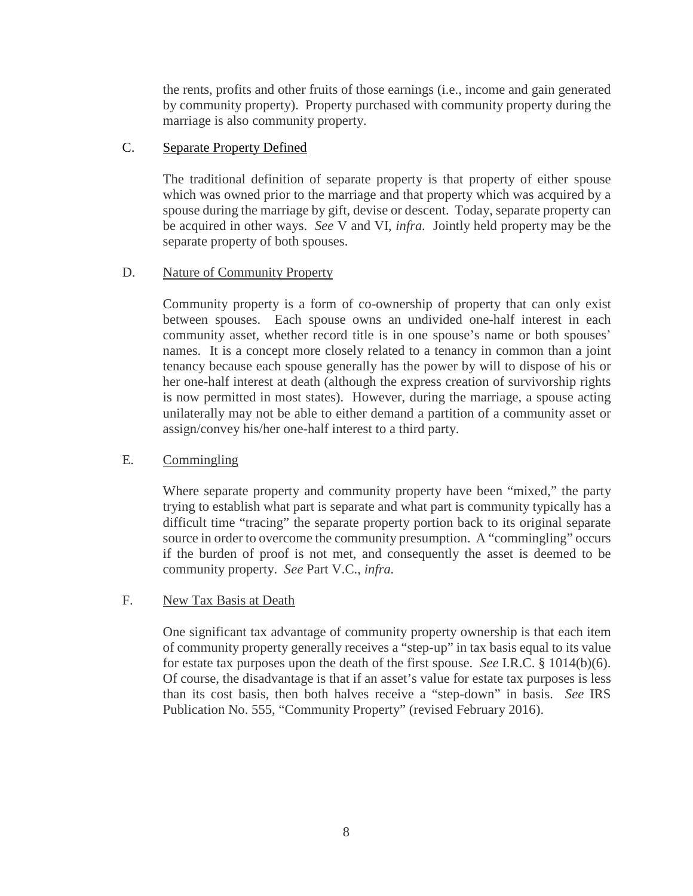the rents, profits and other fruits of those earnings (i.e., income and gain generated by community property). Property purchased with community property during the marriage is also community property.

C. Separate Property Defined

The traditional definition of separate property is that property of either spouse which was owned prior to the marriage and that property which was acquired by a spouse during the marriage by gift, devise or descent. Today, separate property can be acquired in other ways. *See* V and VI, *infra.* Jointly held property may be the separate property of both spouses.

D. Nature of Community Property

Community property is a form of co-ownership of property that can only exist between spouses. Each spouse owns an undivided one-half interest in each community asset, whether record title is in one spouse's name or both spouses' names. It is a concept more closely related to a tenancy in common than a joint tenancy because each spouse generally has the power by will to dispose of his or her one-half interest at death (although the express creation of survivorship rights is now permitted in most states). However, during the marriage, a spouse acting unilaterally may not be able to either demand a partition of a community asset or assign/convey his/her one-half interest to a third party.

E. Commingling

Where separate property and community property have been "mixed," the party trying to establish what part is separate and what part is community typically has a difficult time "tracing" the separate property portion back to its original separate source in order to overcome the community presumption. A "commingling" occurs if the burden of proof is not met, and consequently the asset is deemed to be community property. *See* Part V.C., *infra.*

F. New Tax Basis at Death

One significant tax advantage of community property ownership is that each item of community property generally receives a "step-up" in tax basis equal to its value for estate tax purposes upon the death of the first spouse. *See* I.R.C. § 1014(b)(6). Of course, the disadvantage is that if an asset's value for estate tax purposes is less than its cost basis, then both halves receive a "step-down" in basis. *See* IRS Publication No. 555, "Community Property" (revised February 2016).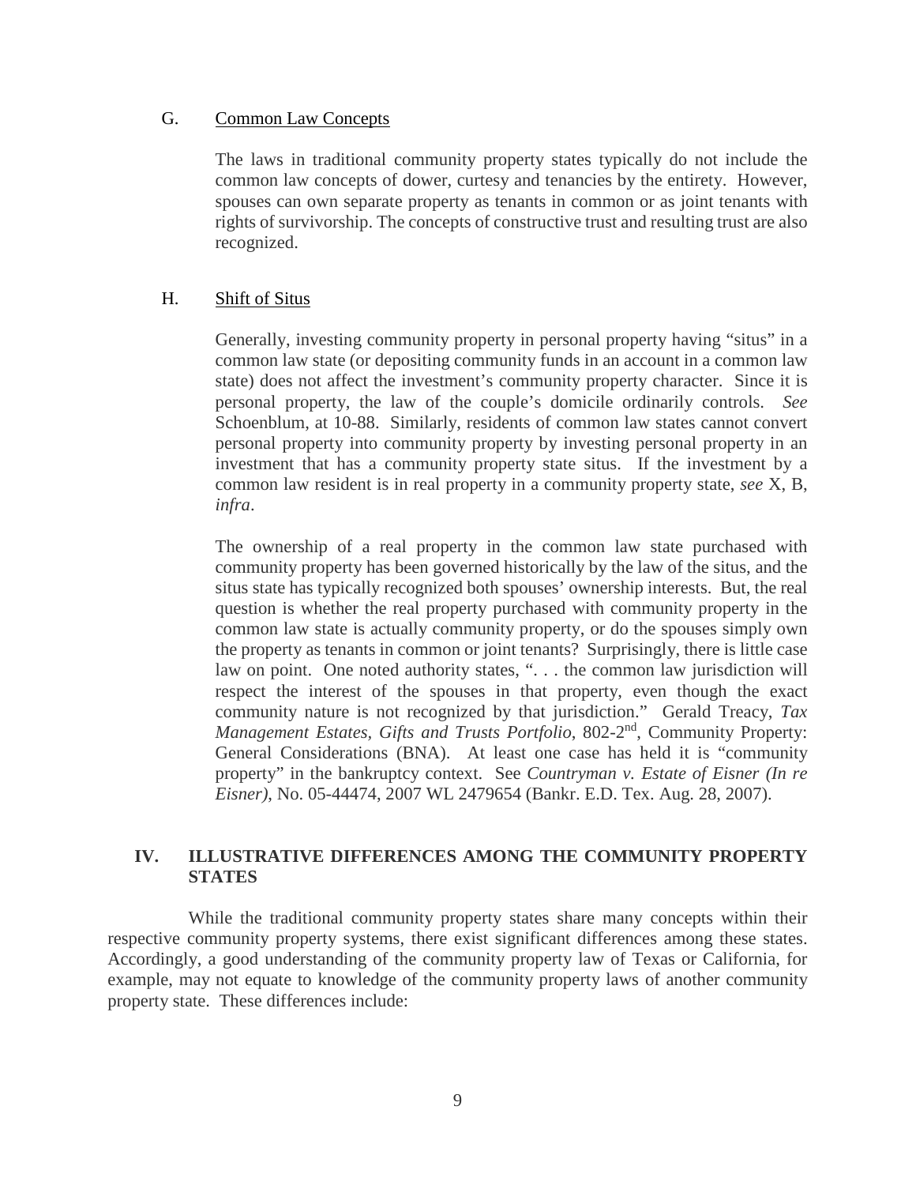### G. Common Law Concepts

The laws in traditional community property states typically do not include the common law concepts of dower, curtesy and tenancies by the entirety. However, spouses can own separate property as tenants in common or as joint tenants with rights of survivorship. The concepts of constructive trust and resulting trust are also recognized.

### H. Shift of Situs

Generally, investing community property in personal property having "situs" in a common law state (or depositing community funds in an account in a common law state) does not affect the investment's community property character. Since it is personal property, the law of the couple's domicile ordinarily controls. *See* Schoenblum, at 10-88. Similarly, residents of common law states cannot convert personal property into community property by investing personal property in an investment that has a community property state situs. If the investment by a common law resident is in real property in a community property state, *see* X, B, *infra*.

The ownership of a real property in the common law state purchased with community property has been governed historically by the law of the situs, and the situs state has typically recognized both spouses' ownership interests. But, the real question is whether the real property purchased with community property in the common law state is actually community property, or do the spouses simply own the property as tenants in common or joint tenants? Surprisingly, there is little case law on point. One noted authority states, ". . . the common law jurisdiction will respect the interest of the spouses in that property, even though the exact community nature is not recognized by that jurisdiction." Gerald Treacy, *Tax Management Estates, Gifts and Trusts Portfolio*, 802-2nd, Community Property: General Considerations (BNA). At least one case has held it is "community property" in the bankruptcy context. See *Countryman v. Estate of Eisner (In re Eisner)*, No. 05-44474, 2007 WL 2479654 (Bankr. E.D. Tex. Aug. 28, 2007).

## IV. ILLUSTRATIVE DIFFERENCES AMONG THE COMMUNITY PROPERTY STATES

While the traditional community property states share many concepts within their respective community property systems, there exist significant differences among these states. Accordingly, a good understanding of the community property law of Texas or California, for example, may not equate to knowledge of the community property laws of another community property state. These differences include: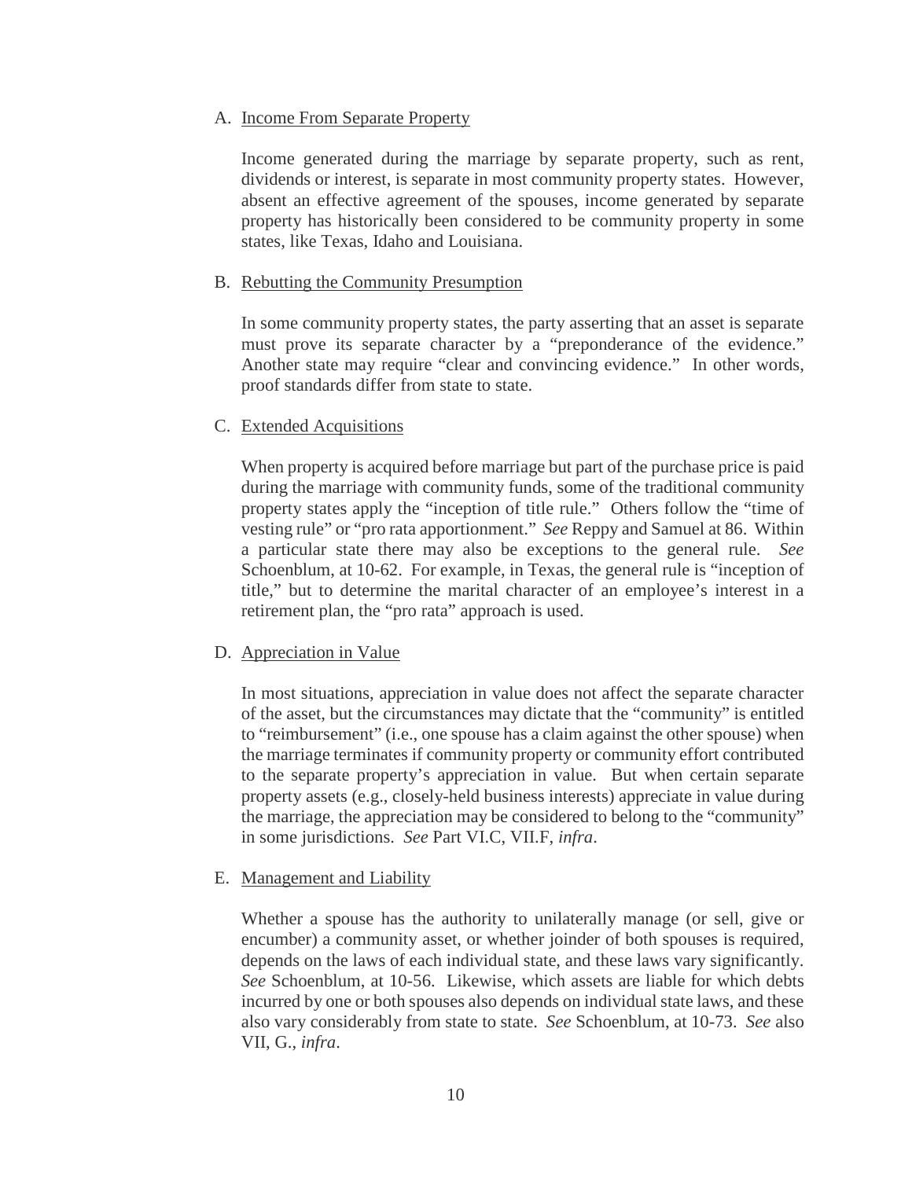A. <u>Income From Separate Property</u>

Income generated during the marriage by separate property, such as rent, dividends or interest, is separate in most community property states. However, absent an effective agreement of the spouses, income generated by separate property has historically been considered to be community property in some states, like Texas, Idaho and Louisiana.

B. <u>Rebutting the Community Presumption</u>

In some community property states, the party asserting that an asset is separate must prove its separate character by a "preponderance of the evidence." Another state may require "clear and convincing evidence." In other words, proof standards differ from state to state.

C. <u>Extended Acquisitions</u>

When property is acquired before marriage but part of the purchase price is paid during the marriage with community funds, some of the traditional community property states apply the "inception of title rule." Others follow the "time of vesting rule" or "pro rata apportionment." *See* Reppy and Samuel at 86. Within a particular state there may also be exceptions to the general rule. *See* Schoenblum, at 10-62. For example, in Texas, the general rule is "inception of title," but to determine the marital character of an employee's interest in a retirement plan, the "pro rata" approach is used.

D. <u>Appreciation in Value</u>

In most situations, appreciation in value does not affect the separate character of the asset, but the circumstances may dictate that the "community" is entitled to "reimbursement" (i.e., one spouse has a claim against the other spouse) when the marriage terminates if community property or community effort contributed to the separate property's appreciation in value. But when certain separate property assets (e.g., closely-held business interests) appreciate in value during the marriage, the appreciation may be considered to belong to the "community" in some jurisdictions. *See* Part VI.C, VII.F, *infra*.

E. <u>Management and Liability</u>

Whether a spouse has the authority to unilaterally manage (or sell, give or encumber) a community asset, or whether joinder of both spouses is required, depends on the laws of each individual state, and these laws vary significantly. *See* Schoenblum, at 10-56. Likewise, which assets are liable for which debts incurred by one or both spouses also depends on individual state laws, and these also vary considerably from state to state. *See* Schoenblum, at 10-73. *See* also VII, G., *infra*.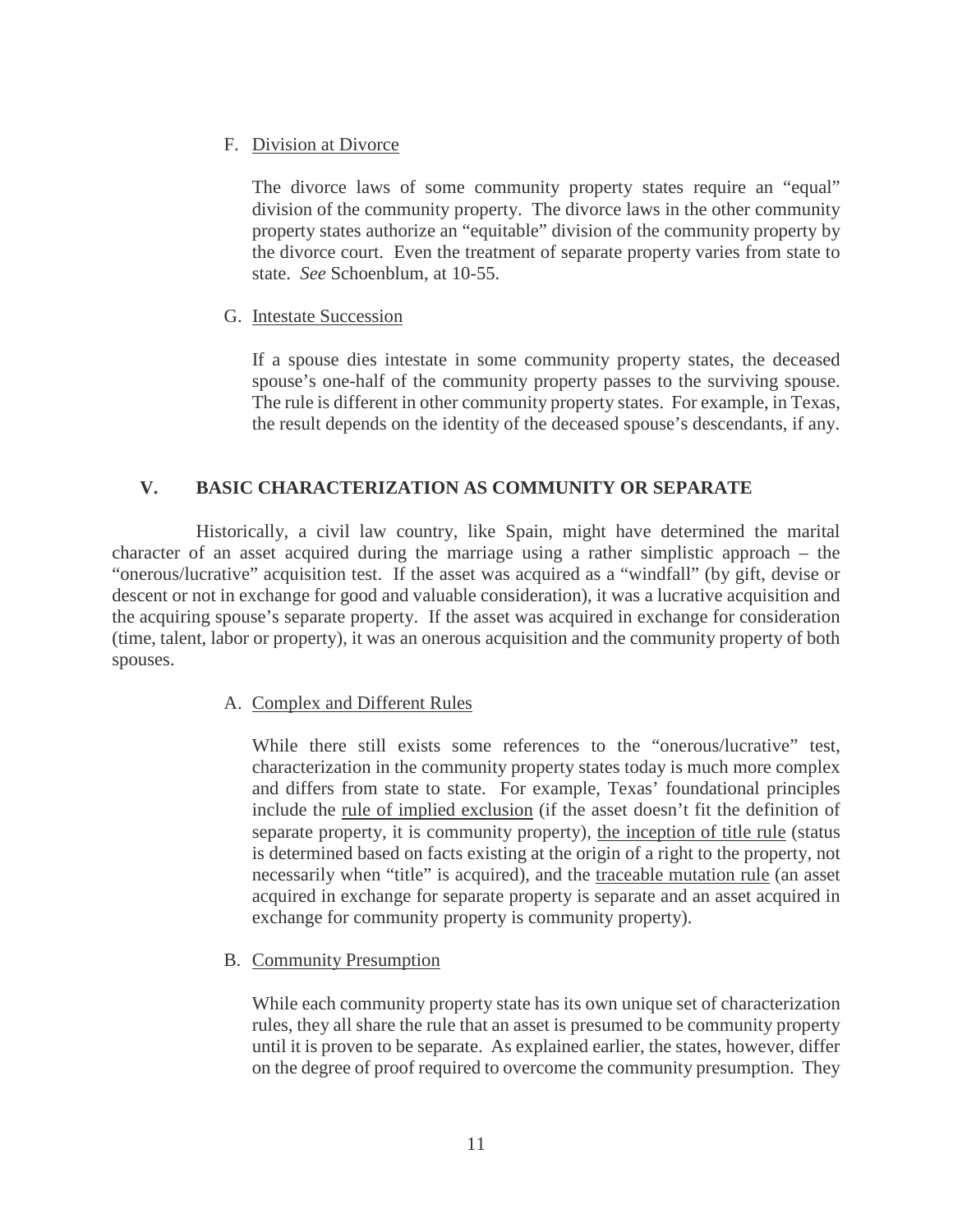F. Division at Divorce

The divorce laws of some community property states require an "equal" division of the community property. The divorce laws in the other community property states authorize an "equitable" division of the community property by the divorce court. Even the treatment of separate property varies from state to state. *See* Schoenblum, at 10-55.

G. Intestate Succession

If a spouse dies intestate in some community property states, the deceased spouse's one-half of the community property passes to the surviving spouse. The rule is different in other community property states. For example, in Texas, the result depends on the identity of the deceased spouse's descendants, if any.

## V. BASIC CHARACTERIZATION AS COMMUNITY OR SEPARATE

Historically, a civil law country, like Spain, might have determined the marital character of an asset acquired during the marriage using a rather simplistic approach – the "onerous/lucrative" acquisition test. If the asset was acquired as a "windfall" (by gift, devise or descent or not in exchange for good and valuable consideration), it was a lucrative acquisition and the acquiring spouse's separate property. If the asset was acquired in exchange for consideration (time, talent, labor or property), it was an onerous acquisition and the community property of both spouses.

A. Complex and Different Rules

While there still exists some references to the "onerous/lucrative" test, characterization in the community property states today is much more complex and differs from state to state. For example, Texas' foundational principles include the rule of implied exclusion (if the asset doesn't fit the definition of separate property, it is community property), the inception of title rule (status is determined based on facts existing at the origin of a right to the property, not necessarily when "title" is acquired), and the traceable mutation rule (an asset acquired in exchange for separate property is separate and an asset acquired in exchange for community property is community property).

B. Community Presumption

While each community property state has its own unique set of characterization rules, they all share the rule that an asset is presumed to be community property until it is proven to be separate. As explained earlier, the states, however, differ on the degree of proof required to overcome the community presumption. They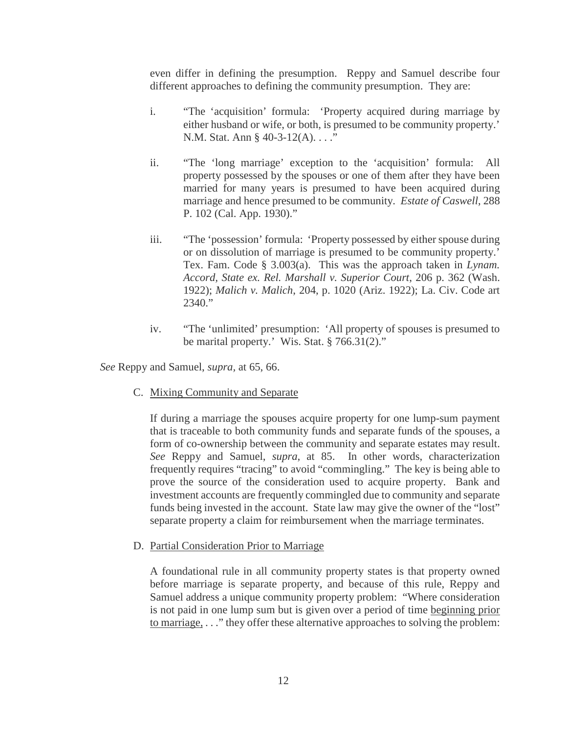even differ in defining the presumption. Reppy and Samuel describe four different approaches to defining the community presumption. They are:

i. "The 'acquisition' formula: 'Property acquired during marriage by either husband or wife, or both, is presumed to be community property.' N.M. Stat. Ann § 40-3-12(A). . . ."

ii. "The 'long marriage' exception to the 'acquisition' formula: All property possessed by the spouses or one of them after they have been married for many years is presumed to have been acquired during marriage and hence presumed to be community. *Estate of Caswell*, 288 P. 102 (Cal. App. 1930)."

iii. "The 'possession' formula: 'Property possessed by either spouse during or on dissolution of marriage is presumed to be community property.' Tex. Fam. Code § 3.003(a). This was the approach taken in *Lynam. Accord, State ex. Rel. Marshall v. Superior Court*, 206 p. 362 (Wash. 1922); *Malich v. Malich*, 204, p. 1020 (Ariz. 1922); La. Civ. Code art 2340."

iv. "The 'unlimited' presumption: 'All property of spouses is presumed to be marital property.' Wis. Stat. § 766.31(2)."

*See* Reppy and Samuel, *supra,* at 65, 66.

C. <u>Mixing Community and Separate</u>

If during a marriage the spouses acquire property for one lump-sum payment that is traceable to both community funds and separate funds of the spouses, a form of co-ownership between the community and separate estates may result. *See* Reppy and Samuel, *supra*, at 85. In other words, characterization frequently requires "tracing" to avoid "commingling." The key is being able to prove the source of the consideration used to acquire property. Bank and investment accounts are frequently commingled due to community and separate funds being invested in the account. State law may give the owner of the "lost" separate property a claim for reimbursement when the marriage terminates.

D. <u>Partial Consideration Prior to Marriage</u>

A foundational rule in all community property states is that property owned before marriage is separate property, and because of this rule, Reppy and Samuel address a unique community property problem: "Where consideration is not paid in one lump sum but is given over a period of time <u>beginning prior to marriage,</u> . . ." they offer these alternative approaches to solving the problem: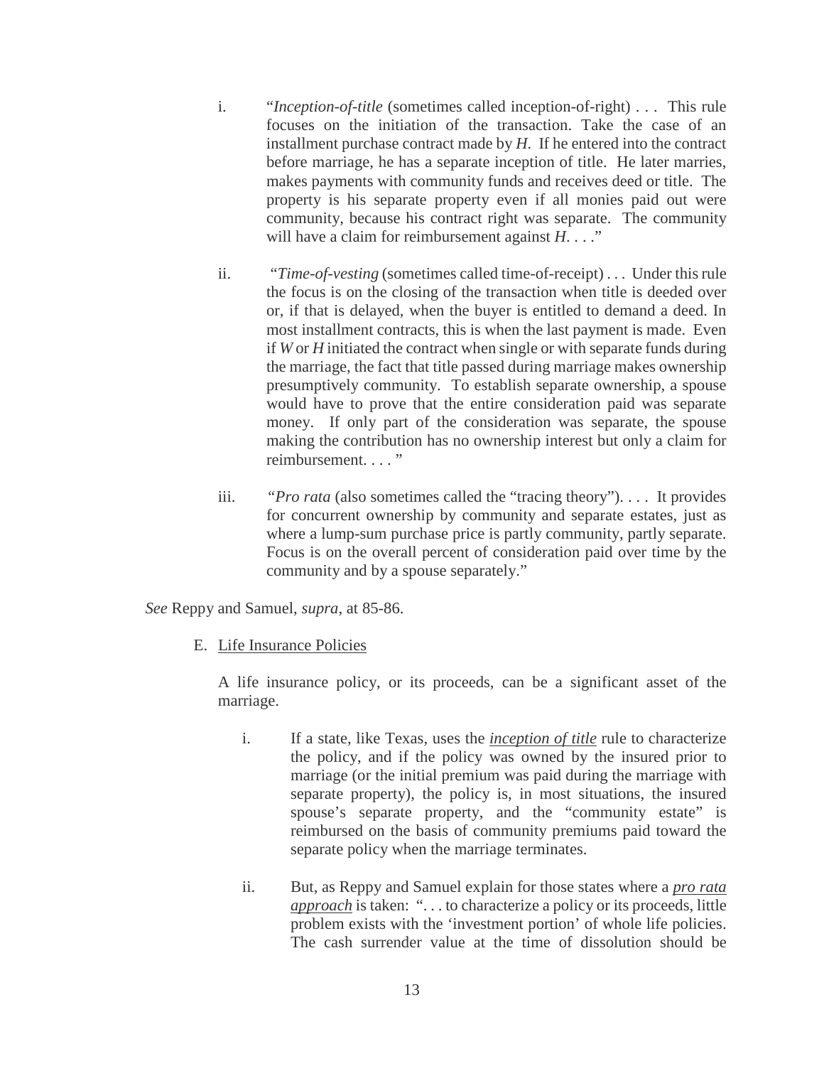i. "*Inception-of-title* (sometimes called inception-of-right) . . . This rule focuses on the initiation of the transaction. Take the case of an installment purchase contract made by *H*. If he entered into the contract before marriage, he has a separate inception of title. He later marries, makes payments with community funds and receives deed or title. The property is his separate property even if all monies paid out were community, because his contract right was separate. The community will have a claim for reimbursement against *H*. . . ."

ii. "*Time-of-vesting* (sometimes called time-of-receipt) . . . Under this rule the focus is on the closing of the transaction when title is deeded over or, if that is delayed, when the buyer is entitled to demand a deed. In most installment contracts, this is when the last payment is made. Even if *W* or *H* initiated the contract when single or with separate funds during the marriage, the fact that title passed during marriage makes ownership presumptively community. To establish separate ownership, a spouse would have to prove that the entire consideration paid was separate money. If only part of the consideration was separate, the spouse making the contribution has no ownership interest but only a claim for reimbursement. . . . "

iii. "*Pro rata* (also sometimes called the "tracing theory"). . . . It provides for concurrent ownership by community and separate estates, just as where a lump-sum purchase price is partly community, partly separate. Focus is on the overall percent of consideration paid over time by the community and by a spouse separately."

*See* Reppy and Samuel, *supra*, at 85-86.

E. <u>Life Insurance Policies</u>

A life insurance policy, or its proceeds, can be a significant asset of the marriage.

i. If a state, like Texas, uses the ***inception of title*** rule to characterize the policy, and if the policy was owned by the insured prior to marriage (or the initial premium was paid during the marriage with separate property), the policy is, in most situations, the insured spouse's separate property, and the "community estate" is reimbursed on the basis of community premiums paid toward the separate policy when the marriage terminates.

ii. But, as Reppy and Samuel explain for those states where a ***pro rata approach*** is taken: ". . . to characterize a policy or its proceeds, little problem exists with the 'investment portion' of whole life policies. The cash surrender value at the time of dissolution should be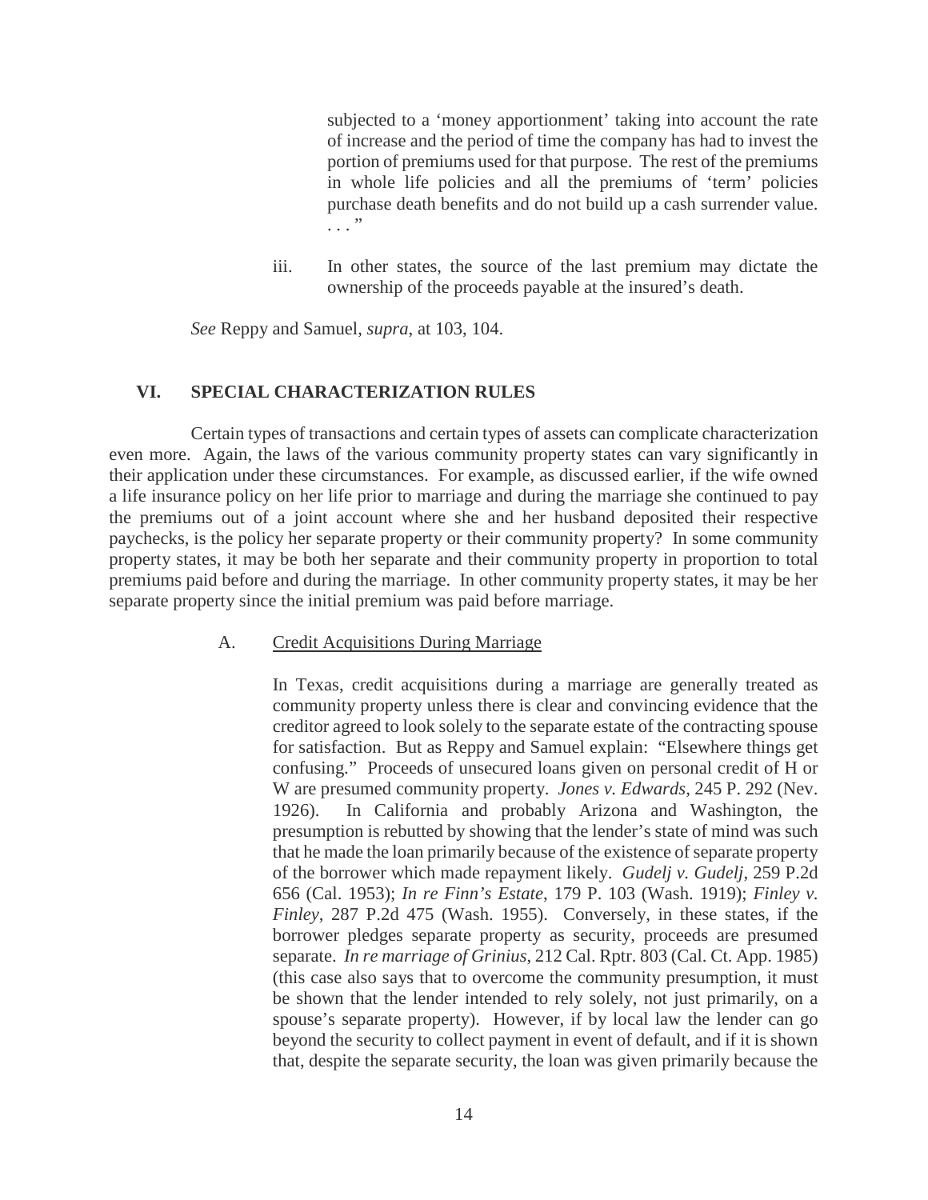> subjected to a 'money apportionment' taking into account the rate of increase and the period of time the company has had to invest the portion of premiums used for that purpose. The rest of the premiums in whole life policies and all the premiums of 'term' policies purchase death benefits and do not build up a cash surrender value. . . ."

iii. In other states, the source of the last premium may dictate the ownership of the proceeds payable at the insured's death.

*See* Reppy and Samuel, *supra*, at 103, 104.

## VI. SPECIAL CHARACTERIZATION RULES

Certain types of transactions and certain types of assets can complicate characterization even more. Again, the laws of the various community property states can vary significantly in their application under these circumstances. For example, as discussed earlier, if the wife owned a life insurance policy on her life prior to marriage and during the marriage she continued to pay the premiums out of a joint account where she and her husband deposited their respective paychecks, is the policy her separate property or their community property? In some community property states, it may be both her separate and their community property in proportion to total premiums paid before and during the marriage. In other community property states, it may be her separate property since the initial premium was paid before marriage.

### A. Credit Acquisitions During Marriage

In Texas, credit acquisitions during a marriage are generally treated as community property unless there is clear and convincing evidence that the creditor agreed to look solely to the separate estate of the contracting spouse for satisfaction. But as Reppy and Samuel explain: "Elsewhere things get confusing." Proceeds of unsecured loans given on personal credit of H or W are presumed community property. *Jones v. Edwards*, 245 P. 292 (Nev. 1926). In California and probably Arizona and Washington, the presumption is rebutted by showing that the lender's state of mind was such that he made the loan primarily because of the existence of separate property of the borrower which made repayment likely. *Gudelj v. Gudelj*, 259 P.2d 656 (Cal. 1953); *In re Finn's Estate*, 179 P. 103 (Wash. 1919); *Finley v. Finley*, 287 P.2d 475 (Wash. 1955). Conversely, in these states, if the borrower pledges separate property as security, proceeds are presumed separate. *In re marriage of Grinius*, 212 Cal. Rptr. 803 (Cal. Ct. App. 1985) (this case also says that to overcome the community presumption, it must be shown that the lender intended to rely solely, not just primarily, on a spouse's separate property). However, if by local law the lender can go beyond the security to collect payment in event of default, and if it is shown that, despite the separate security, the loan was given primarily because the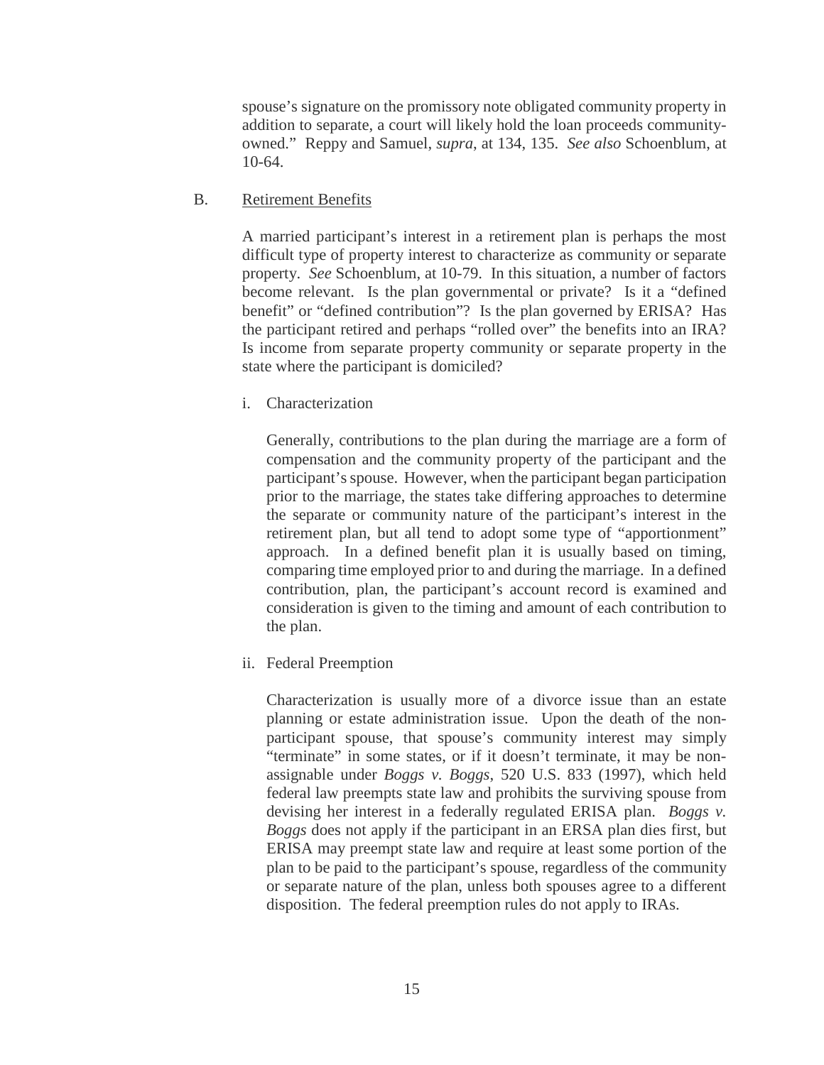spouse's signature on the promissory note obligated community property in addition to separate, a court will likely hold the loan proceeds community-owned." Reppy and Samuel, *supra*, at 134, 135. *See also* Schoenblum, at 10-64.

B. <u>Retirement Benefits</u>

A married participant's interest in a retirement plan is perhaps the most difficult type of property interest to characterize as community or separate property. *See* Schoenblum, at 10-79. In this situation, a number of factors become relevant. Is the plan governmental or private? Is it a "defined benefit" or "defined contribution"? Is the plan governed by ERISA? Has the participant retired and perhaps "rolled over" the benefits into an IRA? Is income from separate property community or separate property in the state where the participant is domiciled?

i. Characterization

Generally, contributions to the plan during the marriage are a form of compensation and the community property of the participant and the participant's spouse. However, when the participant began participation prior to the marriage, the states take differing approaches to determine the separate or community nature of the participant's interest in the retirement plan, but all tend to adopt some type of "apportionment" approach. In a defined benefit plan it is usually based on timing, comparing time employed prior to and during the marriage. In a defined contribution, plan, the participant's account record is examined and consideration is given to the timing and amount of each contribution to the plan.

ii. Federal Preemption

Characterization is usually more of a divorce issue than an estate planning or estate administration issue. Upon the death of the non-participant spouse, that spouse's community interest may simply "terminate" in some states, or if it doesn't terminate, it may be non-assignable under *Boggs v. Boggs*, 520 U.S. 833 (1997), which held federal law preempts state law and prohibits the surviving spouse from devising her interest in a federally regulated ERISA plan. *Boggs v. Boggs* does not apply if the participant in an ERSA plan dies first, but ERISA may preempt state law and require at least some portion of the plan to be paid to the participant's spouse, regardless of the community or separate nature of the plan, unless both spouses agree to a different disposition. The federal preemption rules do not apply to IRAs.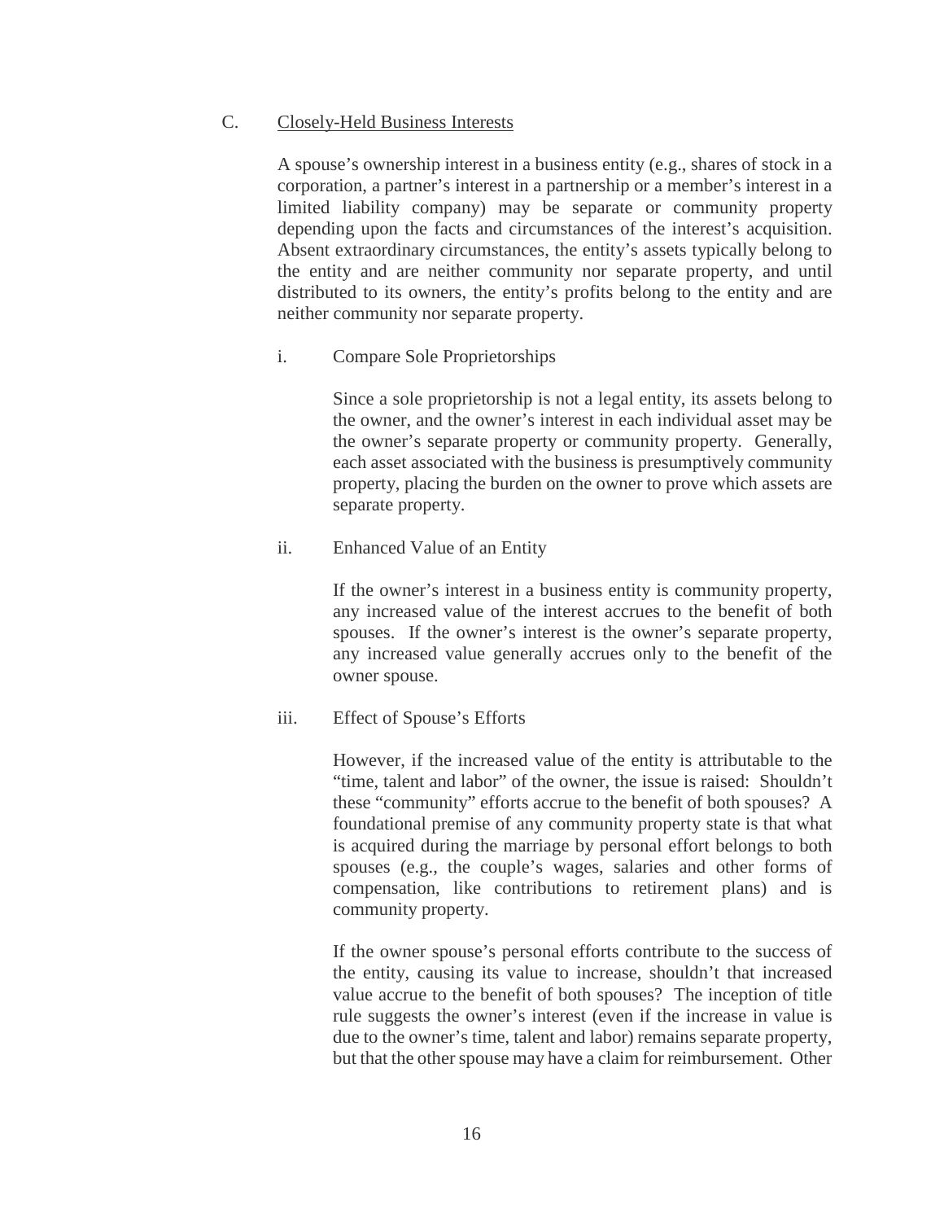### C. Closely-Held Business Interests

A spouse's ownership interest in a business entity (e.g., shares of stock in a corporation, a partner's interest in a partnership or a member's interest in a limited liability company) may be separate or community property depending upon the facts and circumstances of the interest's acquisition. Absent extraordinary circumstances, the entity's assets typically belong to the entity and are neither community nor separate property, and until distributed to its owners, the entity's profits belong to the entity and are neither community nor separate property.

#### i. Compare Sole Proprietorships

Since a sole proprietorship is not a legal entity, its assets belong to the owner, and the owner's interest in each individual asset may be the owner's separate property or community property. Generally, each asset associated with the business is presumptively community property, placing the burden on the owner to prove which assets are separate property.

#### ii. Enhanced Value of an Entity

If the owner's interest in a business entity is community property, any increased value of the interest accrues to the benefit of both spouses. If the owner's interest is the owner's separate property, any increased value generally accrues only to the benefit of the owner spouse.

#### iii. Effect of Spouse's Efforts

However, if the increased value of the entity is attributable to the "time, talent and labor" of the owner, the issue is raised: Shouldn't these "community" efforts accrue to the benefit of both spouses? A foundational premise of any community property state is that what is acquired during the marriage by personal effort belongs to both spouses (e.g., the couple's wages, salaries and other forms of compensation, like contributions to retirement plans) and is community property.

If the owner spouse's personal efforts contribute to the success of the entity, causing its value to increase, shouldn't that increased value accrue to the benefit of both spouses? The inception of title rule suggests the owner's interest (even if the increase in value is due to the owner's time, talent and labor) remains separate property, but that the other spouse may have a claim for reimbursement. Other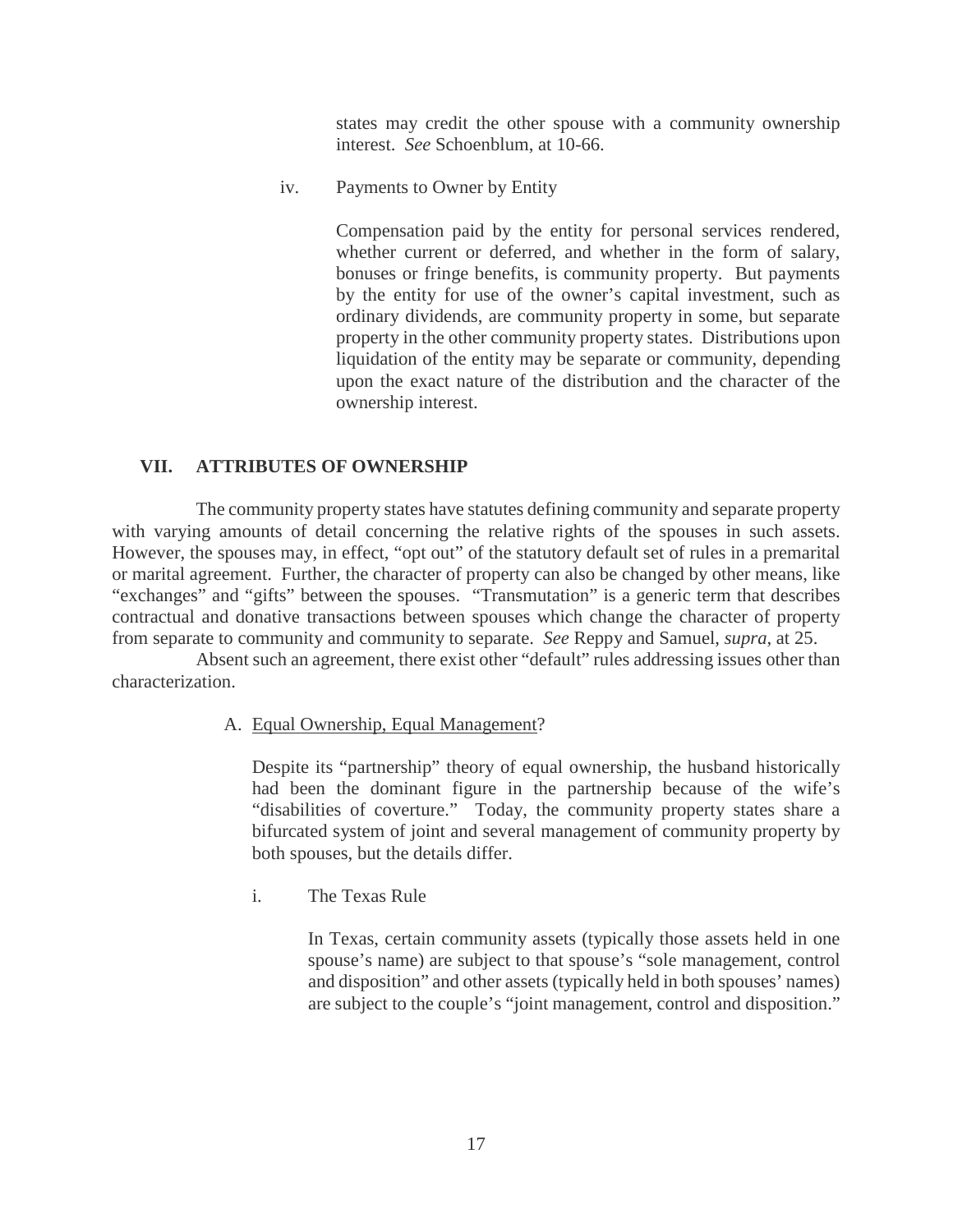states may credit the other spouse with a community ownership interest. *See* Schoenblum, at 10-66.

iv. Payments to Owner by Entity

Compensation paid by the entity for personal services rendered, whether current or deferred, and whether in the form of salary, bonuses or fringe benefits, is community property. But payments by the entity for use of the owner's capital investment, such as ordinary dividends, are community property in some, but separate property in the other community property states. Distributions upon liquidation of the entity may be separate or community, depending upon the exact nature of the distribution and the character of the ownership interest.

## VII. ATTRIBUTES OF OWNERSHIP

The community property states have statutes defining community and separate property with varying amounts of detail concerning the relative rights of the spouses in such assets. However, the spouses may, in effect, "opt out" of the statutory default set of rules in a premarital or marital agreement. Further, the character of property can also be changed by other means, like "exchanges" and "gifts" between the spouses. "Transmutation" is a generic term that describes contractual and donative transactions between spouses which change the character of property from separate to community and community to separate. *See* Reppy and Samuel, *supra*, at 25.

Absent such an agreement, there exist other "default" rules addressing issues other than characterization.

### A. Equal Ownership, Equal Management?

Despite its "partnership" theory of equal ownership, the husband historically had been the dominant figure in the partnership because of the wife's "disabilities of coverture." Today, the community property states share a bifurcated system of joint and several management of community property by both spouses, but the details differ.

i. The Texas Rule

In Texas, certain community assets (typically those assets held in one spouse's name) are subject to that spouse's "sole management, control and disposition" and other assets (typically held in both spouses' names) are subject to the couple's "joint management, control and disposition."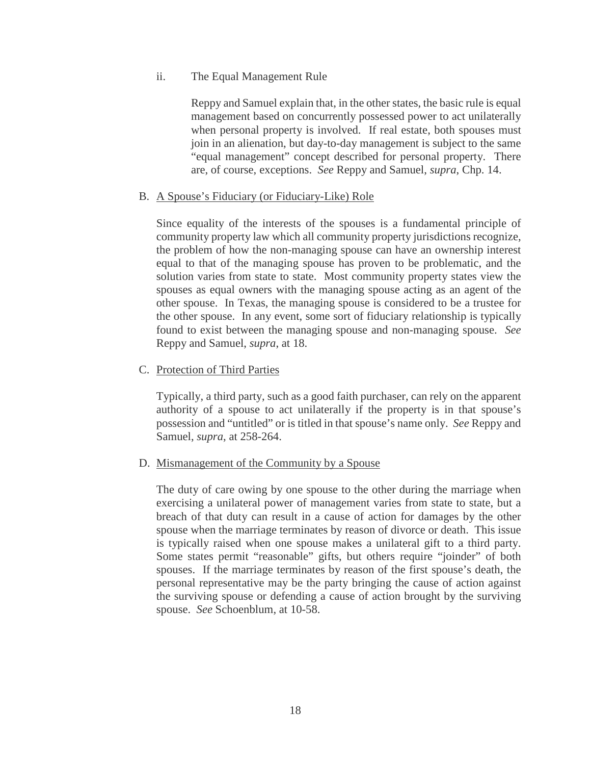ii. The Equal Management Rule

Reppy and Samuel explain that, in the other states, the basic rule is equal management based on concurrently possessed power to act unilaterally when personal property is involved. If real estate, both spouses must join in an alienation, but day-to-day management is subject to the same "equal management" concept described for personal property. There are, of course, exceptions. *See* Reppy and Samuel, *supra*, Chp. 14.

B. A Spouse's Fiduciary (or Fiduciary-Like) Role

Since equality of the interests of the spouses is a fundamental principle of community property law which all community property jurisdictions recognize, the problem of how the non-managing spouse can have an ownership interest equal to that of the managing spouse has proven to be problematic, and the solution varies from state to state. Most community property states view the spouses as equal owners with the managing spouse acting as an agent of the other spouse. In Texas, the managing spouse is considered to be a trustee for the other spouse. In any event, some sort of fiduciary relationship is typically found to exist between the managing spouse and non-managing spouse. *See* Reppy and Samuel, *supra*, at 18.

C. Protection of Third Parties

Typically, a third party, such as a good faith purchaser, can rely on the apparent authority of a spouse to act unilaterally if the property is in that spouse's possession and "untitled" or is titled in that spouse's name only. *See* Reppy and Samuel, *supra*, at 258-264.

D. Mismanagement of the Community by a Spouse

The duty of care owing by one spouse to the other during the marriage when exercising a unilateral power of management varies from state to state, but a breach of that duty can result in a cause of action for damages by the other spouse when the marriage terminates by reason of divorce or death. This issue is typically raised when one spouse makes a unilateral gift to a third party. Some states permit "reasonable" gifts, but others require "joinder" of both spouses. If the marriage terminates by reason of the first spouse's death, the personal representative may be the party bringing the cause of action against the surviving spouse or defending a cause of action brought by the surviving spouse. *See* Schoenblum, at 10-58.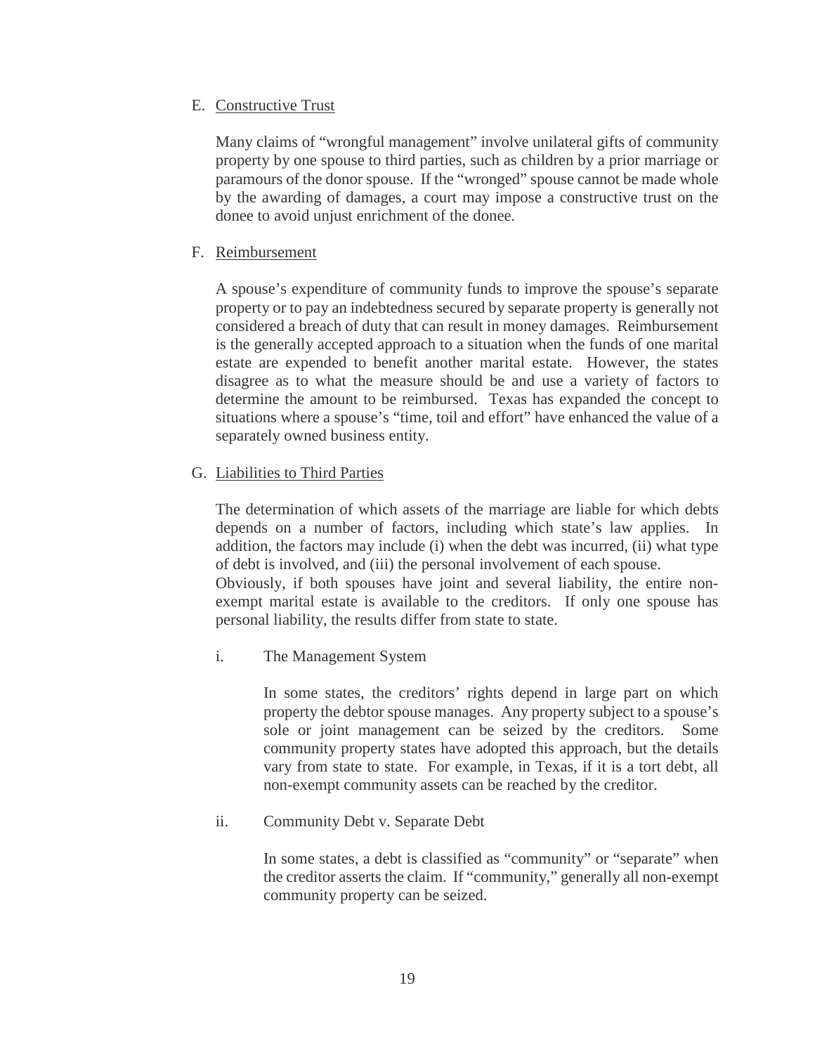E. Constructive Trust

Many claims of "wrongful management" involve unilateral gifts of community property by one spouse to third parties, such as children by a prior marriage or paramours of the donor spouse. If the "wronged" spouse cannot be made whole by the awarding of damages, a court may impose a constructive trust on the donee to avoid unjust enrichment of the donee.

F. Reimbursement

A spouse's expenditure of community funds to improve the spouse's separate property or to pay an indebtedness secured by separate property is generally not considered a breach of duty that can result in money damages. Reimbursement is the generally accepted approach to a situation when the funds of one marital estate are expended to benefit another marital estate. However, the states disagree as to what the measure should be and use a variety of factors to determine the amount to be reimbursed. Texas has expanded the concept to situations where a spouse's "time, toil and effort" have enhanced the value of a separately owned business entity.

G. Liabilities to Third Parties

The determination of which assets of the marriage are liable for which debts depends on a number of factors, including which state's law applies. In addition, the factors may include (i) when the debt was incurred, (ii) what type of debt is involved, and (iii) the personal involvement of each spouse. Obviously, if both spouses have joint and several liability, the entire non-exempt marital estate is available to the creditors. If only one spouse has personal liability, the results differ from state to state.

i. The Management System

In some states, the creditors' rights depend in large part on which property the debtor spouse manages. Any property subject to a spouse's sole or joint management can be seized by the creditors. Some community property states have adopted this approach, but the details vary from state to state. For example, in Texas, if it is a tort debt, all non-exempt community assets can be reached by the creditor.

ii. Community Debt v. Separate Debt

In some states, a debt is classified as "community" or "separate" when the creditor asserts the claim. If "community," generally all non-exempt community property can be seized.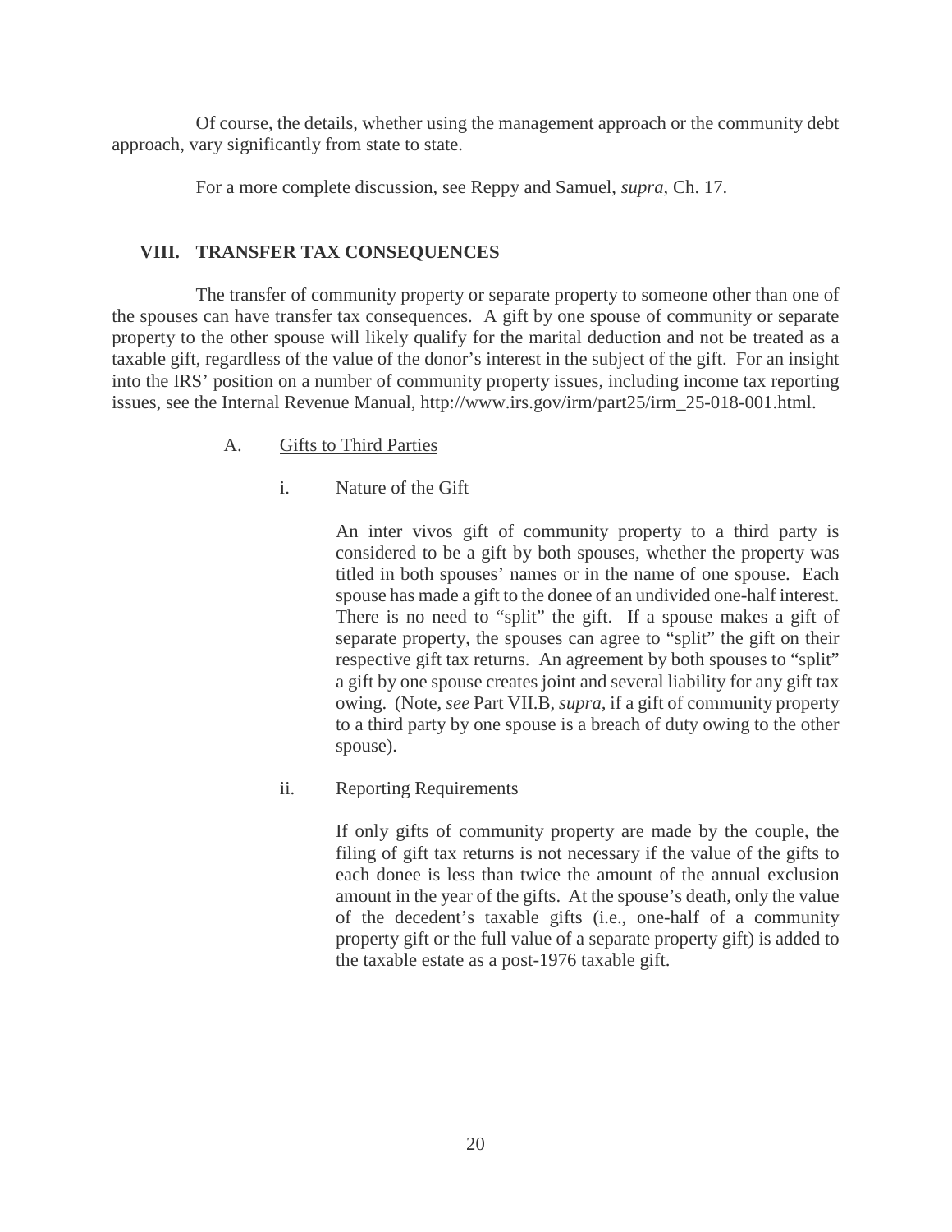Of course, the details, whether using the management approach or the community debt approach, vary significantly from state to state.

For a more complete discussion, see Reppy and Samuel, *supra*, Ch. 17.

## VIII. TRANSFER TAX CONSEQUENCES

The transfer of community property or separate property to someone other than one of the spouses can have transfer tax consequences. A gift by one spouse of community or separate property to the other spouse will likely qualify for the marital deduction and not be treated as a taxable gift, regardless of the value of the donor's interest in the subject of the gift. For an insight into the IRS' position on a number of community property issues, including income tax reporting issues, see the Internal Revenue Manual, http://www.irs.gov/irm/part25/irm_25-018-001.html.

### A. Gifts to Third Parties

#### i. Nature of the Gift

An inter vivos gift of community property to a third party is considered to be a gift by both spouses, whether the property was titled in both spouses' names or in the name of one spouse. Each spouse has made a gift to the donee of an undivided one-half interest. There is no need to "split" the gift. If a spouse makes a gift of separate property, the spouses can agree to "split" the gift on their respective gift tax returns. An agreement by both spouses to "split" a gift by one spouse creates joint and several liability for any gift tax owing. (Note, *see* Part VII.B, *supra*, if a gift of community property to a third party by one spouse is a breach of duty owing to the other spouse).

#### ii. Reporting Requirements

If only gifts of community property are made by the couple, the filing of gift tax returns is not necessary if the value of the gifts to each donee is less than twice the amount of the annual exclusion amount in the year of the gifts. At the spouse's death, only the value of the decedent's taxable gifts (i.e., one-half of a community property gift or the full value of a separate property gift) is added to the taxable estate as a post-1976 taxable gift.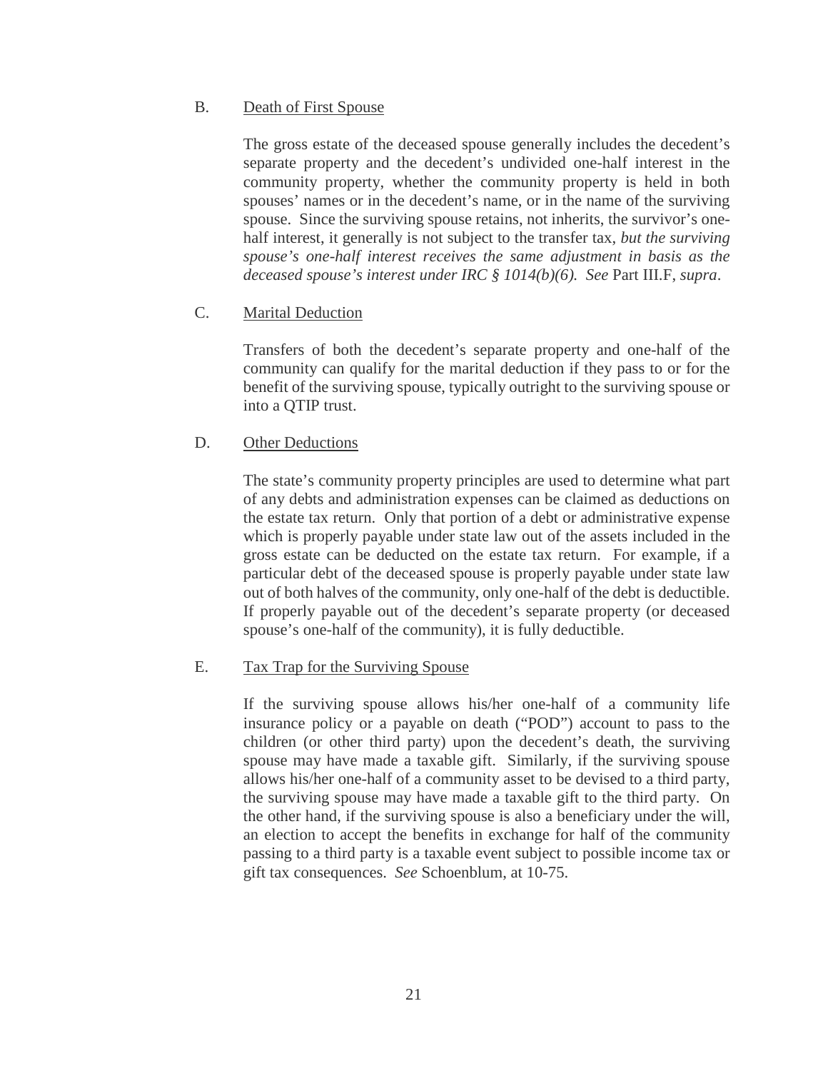### B. Death of First Spouse

The gross estate of the deceased spouse generally includes the decedent's separate property and the decedent's undivided one-half interest in the community property, whether the community property is held in both spouses' names or in the decedent's name, or in the name of the surviving spouse. Since the surviving spouse retains, not inherits, the survivor's one-half interest, it generally is not subject to the transfer tax, *but the surviving spouse's one-half interest receives the same adjustment in basis as the deceased spouse's interest under IRC § 1014(b)(6). See* Part III.F, *supra*.

### C. Marital Deduction

Transfers of both the decedent's separate property and one-half of the community can qualify for the marital deduction if they pass to or for the benefit of the surviving spouse, typically outright to the surviving spouse or into a QTIP trust.

### D. Other Deductions

The state's community property principles are used to determine what part of any debts and administration expenses can be claimed as deductions on the estate tax return. Only that portion of a debt or administrative expense which is properly payable under state law out of the assets included in the gross estate can be deducted on the estate tax return. For example, if a particular debt of the deceased spouse is properly payable under state law out of both halves of the community, only one-half of the debt is deductible. If properly payable out of the decedent's separate property (or deceased spouse's one-half of the community), it is fully deductible.

### E. Tax Trap for the Surviving Spouse

If the surviving spouse allows his/her one-half of a community life insurance policy or a payable on death ("POD") account to pass to the children (or other third party) upon the decedent's death, the surviving spouse may have made a taxable gift. Similarly, if the surviving spouse allows his/her one-half of a community asset to be devised to a third party, the surviving spouse may have made a taxable gift to the third party. On the other hand, if the surviving spouse is also a beneficiary under the will, an election to accept the benefits in exchange for half of the community passing to a third party is a taxable event subject to possible income tax or gift tax consequences. *See* Schoenblum, at 10-75.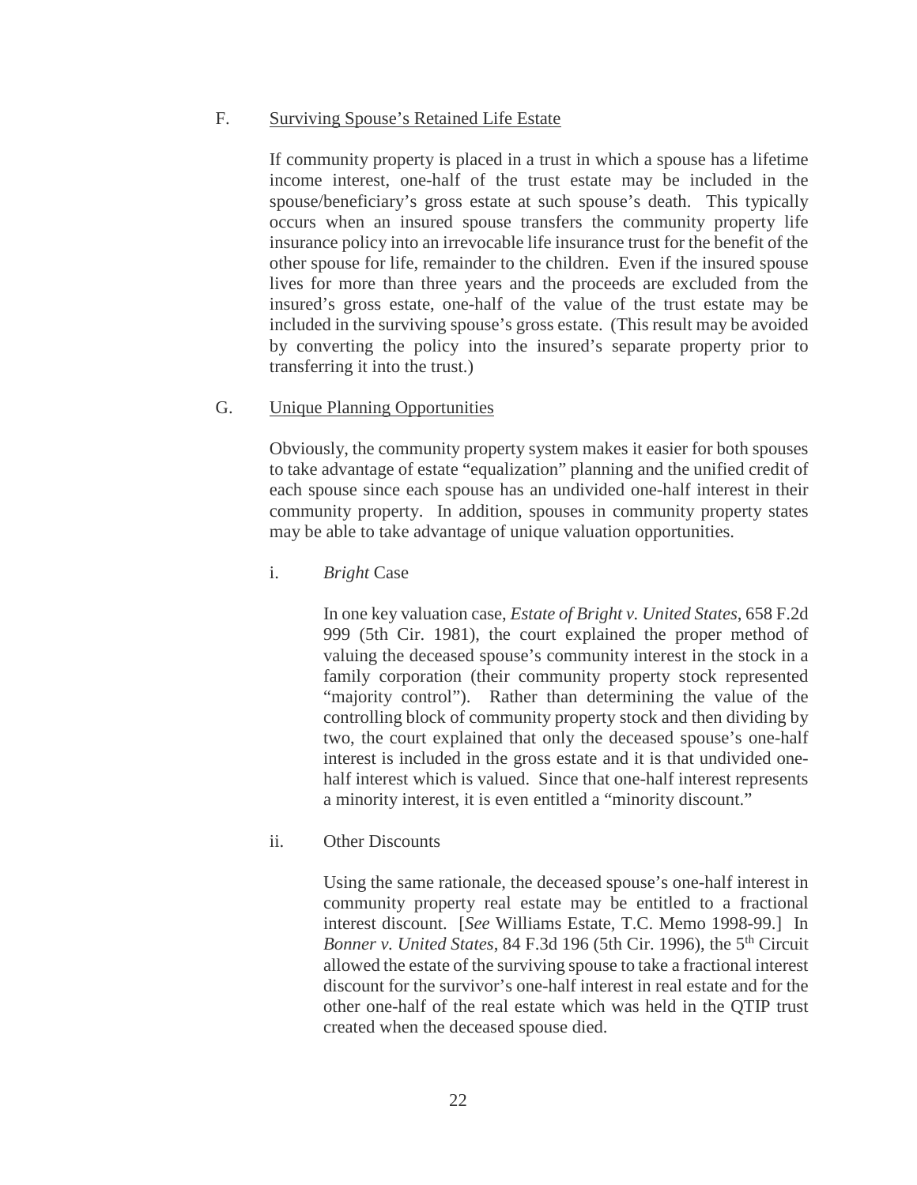F. Surviving Spouse's Retained Life Estate

If community property is placed in a trust in which a spouse has a lifetime income interest, one-half of the trust estate may be included in the spouse/beneficiary's gross estate at such spouse's death. This typically occurs when an insured spouse transfers the community property life insurance policy into an irrevocable life insurance trust for the benefit of the other spouse for life, remainder to the children. Even if the insured spouse lives for more than three years and the proceeds are excluded from the insured's gross estate, one-half of the value of the trust estate may be included in the surviving spouse's gross estate. (This result may be avoided by converting the policy into the insured's separate property prior to transferring it into the trust.)

G. Unique Planning Opportunities

Obviously, the community property system makes it easier for both spouses to take advantage of estate "equalization" planning and the unified credit of each spouse since each spouse has an undivided one-half interest in their community property. In addition, spouses in community property states may be able to take advantage of unique valuation opportunities.

i. *Bright* Case

In one key valuation case, *Estate of Bright v. United States*, 658 F.2d 999 (5th Cir. 1981), the court explained the proper method of valuing the deceased spouse's community interest in the stock in a family corporation (their community property stock represented "majority control"). Rather than determining the value of the controlling block of community property stock and then dividing by two, the court explained that only the deceased spouse's one-half interest is included in the gross estate and it is that undivided one-half interest which is valued. Since that one-half interest represents a minority interest, it is even entitled a "minority discount."

ii. Other Discounts

Using the same rationale, the deceased spouse's one-half interest in community property real estate may be entitled to a fractional interest discount. [*See* Williams Estate, T.C. Memo 1998-99.] In *Bonner v. United States*, 84 F.3d 196 (5th Cir. 1996), the 5th Circuit allowed the estate of the surviving spouse to take a fractional interest discount for the survivor's one-half interest in real estate and for the other one-half of the real estate which was held in the QTIP trust created when the deceased spouse died.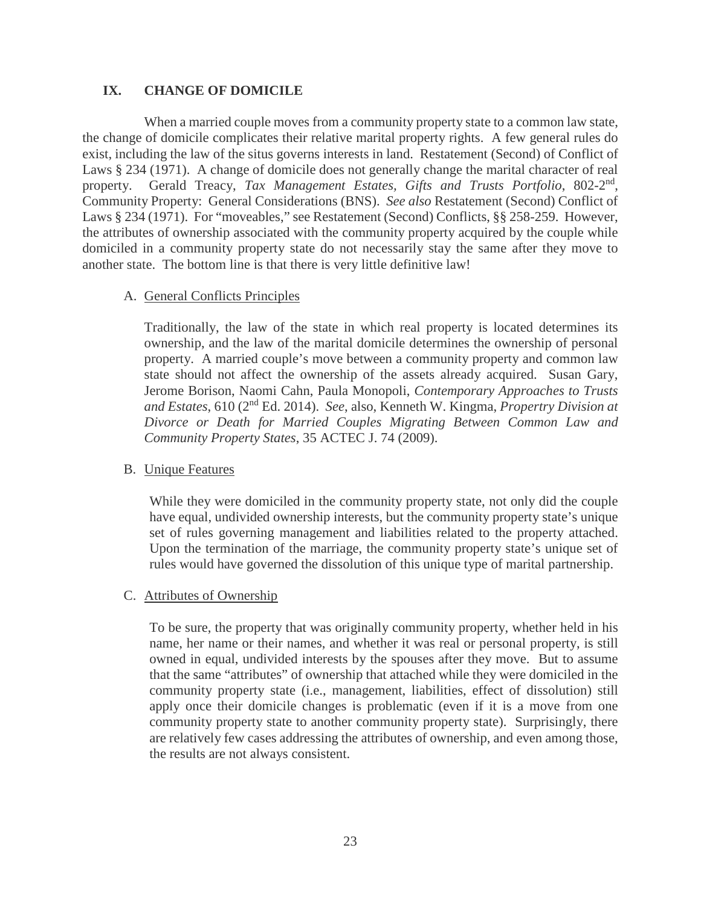## IX. CHANGE OF DOMICILE

When a married couple moves from a community property state to a common law state, the change of domicile complicates their relative marital property rights. A few general rules do exist, including the law of the situs governs interests in land. Restatement (Second) of Conflict of Laws § 234 (1971). A change of domicile does not generally change the marital character of real property. Gerald Treacy, *Tax Management Estates, Gifts and Trusts Portfolio*, 802-2nd, Community Property: General Considerations (BNS). *See also* Restatement (Second) Conflict of Laws § 234 (1971). For "moveables," see Restatement (Second) Conflicts, §§ 258-259. However, the attributes of ownership associated with the community property acquired by the couple while domiciled in a community property state do not necessarily stay the same after they move to another state. The bottom line is that there is very little definitive law!

### A. General Conflicts Principles

Traditionally, the law of the state in which real property is located determines its ownership, and the law of the marital domicile determines the ownership of personal property. A married couple's move between a community property and common law state should not affect the ownership of the assets already acquired. Susan Gary, Jerome Borison, Naomi Cahn, Paula Monopoli, *Contemporary Approaches to Trusts and Estates*, 610 (2nd Ed. 2014). *See*, also, Kenneth W. Kingma, *Propertry Division at Divorce or Death for Married Couples Migrating Between Common Law and Community Property States*, 35 ACTEC J. 74 (2009).

### B. Unique Features

While they were domiciled in the community property state, not only did the couple have equal, undivided ownership interests, but the community property state's unique set of rules governing management and liabilities related to the property attached. Upon the termination of the marriage, the community property state's unique set of rules would have governed the dissolution of this unique type of marital partnership.

### C. Attributes of Ownership

To be sure, the property that was originally community property, whether held in his name, her name or their names, and whether it was real or personal property, is still owned in equal, undivided interests by the spouses after they move. But to assume that the same "attributes" of ownership that attached while they were domiciled in the community property state (i.e., management, liabilities, effect of dissolution) still apply once their domicile changes is problematic (even if it is a move from one community property state to another community property state). Surprisingly, there are relatively few cases addressing the attributes of ownership, and even among those, the results are not always consistent.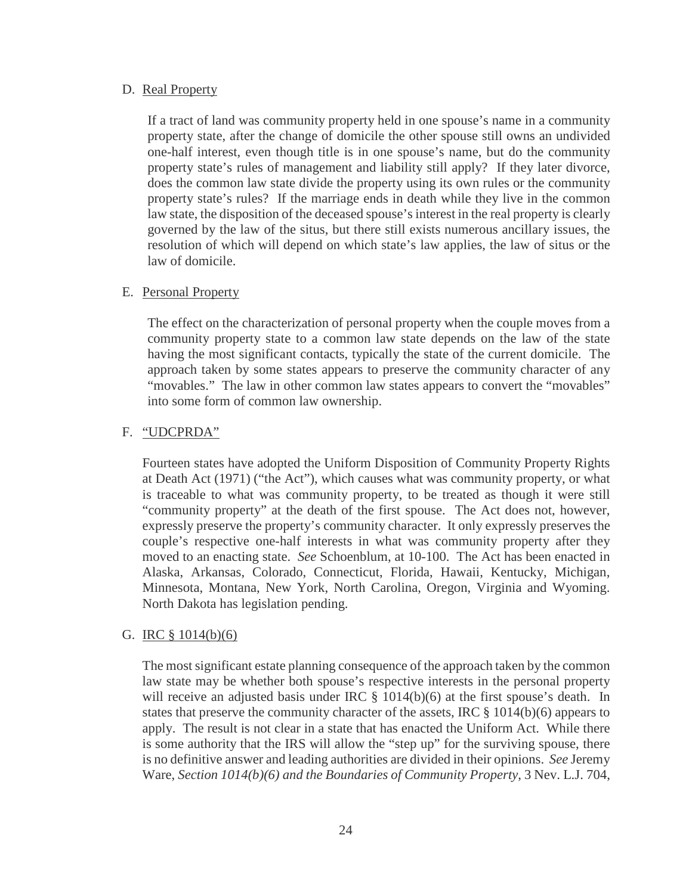D. <u>Real Property</u>

If a tract of land was community property held in one spouse's name in a community property state, after the change of domicile the other spouse still owns an undivided one-half interest, even though title is in one spouse's name, but do the community property state's rules of management and liability still apply? If they later divorce, does the common law state divide the property using its own rules or the community property state's rules? If the marriage ends in death while they live in the common law state, the disposition of the deceased spouse's interest in the real property is clearly governed by the law of the situs, but there still exists numerous ancillary issues, the resolution of which will depend on which state's law applies, the law of situs or the law of domicile.

E. <u>Personal Property</u>

The effect on the characterization of personal property when the couple moves from a community property state to a common law state depends on the law of the state having the most significant contacts, typically the state of the current domicile. The approach taken by some states appears to preserve the community character of any "movables." The law in other common law states appears to convert the "movables" into some form of common law ownership.

F. <u>"UDCPRDA"</u>

Fourteen states have adopted the Uniform Disposition of Community Property Rights at Death Act (1971) ("the Act"), which causes what was community property, or what is traceable to what was community property, to be treated as though it were still "community property" at the death of the first spouse. The Act does not, however, expressly preserve the property's community character. It only expressly preserves the couple's respective one-half interests in what was community property after they moved to an enacting state. *See* Schoenblum, at 10-100. The Act has been enacted in Alaska, Arkansas, Colorado, Connecticut, Florida, Hawaii, Kentucky, Michigan, Minnesota, Montana, New York, North Carolina, Oregon, Virginia and Wyoming. North Dakota has legislation pending.

G. <u>IRC § 1014(b)(6)</u>

The most significant estate planning consequence of the approach taken by the common law state may be whether both spouse's respective interests in the personal property will receive an adjusted basis under IRC § 1014(b)(6) at the first spouse's death. In states that preserve the community character of the assets, IRC § 1014(b)(6) appears to apply. The result is not clear in a state that has enacted the Uniform Act. While there is some authority that the IRS will allow the "step up" for the surviving spouse, there is no definitive answer and leading authorities are divided in their opinions. *See* Jeremy Ware, *Section 1014(b)(6) and the Boundaries of Community Property*, 3 Nev. L.J. 704,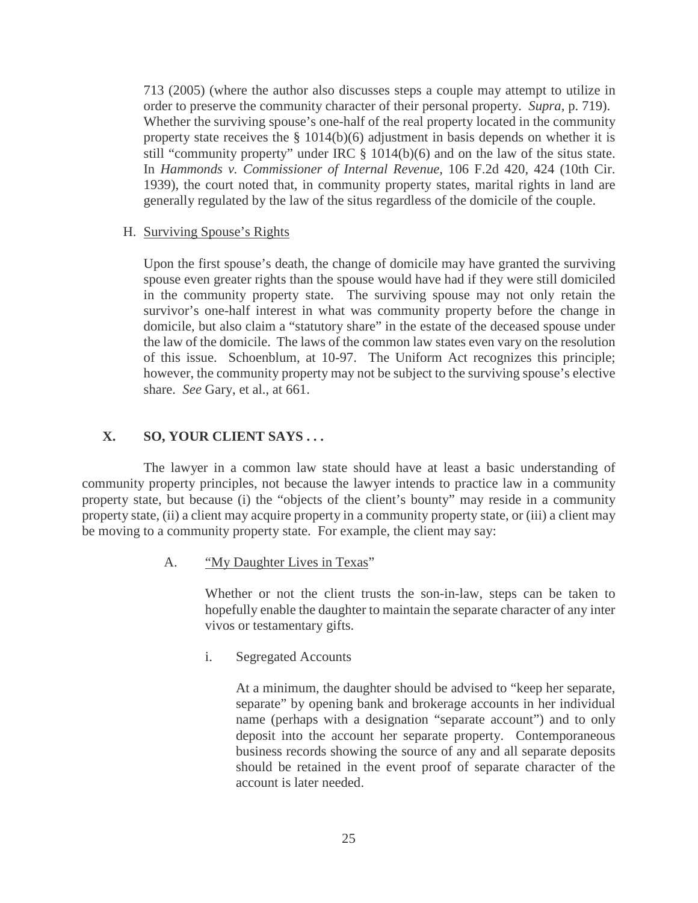713 (2005) (where the author also discusses steps a couple may attempt to utilize in order to preserve the community character of their personal property. *Supra*, p. 719). Whether the surviving spouse's one-half of the real property located in the community property state receives the § 1014(b)(6) adjustment in basis depends on whether it is still "community property" under IRC § 1014(b)(6) and on the law of the situs state. In *Hammonds v. Commissioner of Internal Revenue*, 106 F.2d 420, 424 (10th Cir. 1939), the court noted that, in community property states, marital rights in land are generally regulated by the law of the situs regardless of the domicile of the couple.

H. Surviving Spouse's Rights

Upon the first spouse's death, the change of domicile may have granted the surviving spouse even greater rights than the spouse would have had if they were still domiciled in the community property state. The surviving spouse may not only retain the survivor's one-half interest in what was community property before the change in domicile, but also claim a "statutory share" in the estate of the deceased spouse under the law of the domicile. The laws of the common law states even vary on the resolution of this issue. Schoenblum, at 10-97. The Uniform Act recognizes this principle; however, the community property may not be subject to the surviving spouse's elective share. *See* Gary, et al., at 661.

## X. SO, YOUR CLIENT SAYS . . .

The lawyer in a common law state should have at least a basic understanding of community property principles, not because the lawyer intends to practice law in a community property state, but because (i) the "objects of the client's bounty" may reside in a community property state, (ii) a client may acquire property in a community property state, or (iii) a client may be moving to a community property state. For example, the client may say:

A. "My Daughter Lives in Texas"

Whether or not the client trusts the son-in-law, steps can be taken to hopefully enable the daughter to maintain the separate character of any inter vivos or testamentary gifts.

i. Segregated Accounts

At a minimum, the daughter should be advised to "keep her separate, separate" by opening bank and brokerage accounts in her individual name (perhaps with a designation "separate account") and to only deposit into the account her separate property. Contemporaneous business records showing the source of any and all separate deposits should be retained in the event proof of separate character of the account is later needed.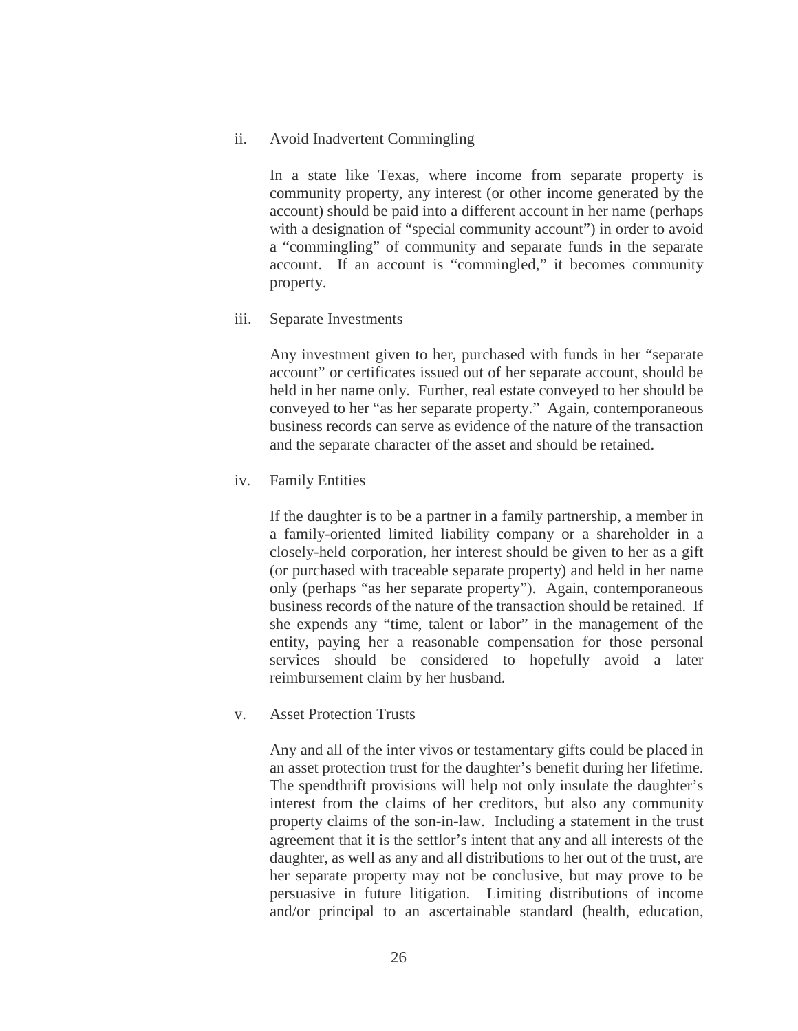ii. Avoid Inadvertent Commingling

In a state like Texas, where income from separate property is community property, any interest (or other income generated by the account) should be paid into a different account in her name (perhaps with a designation of "special community account") in order to avoid a "commingling" of community and separate funds in the separate account. If an account is "commingled," it becomes community property.

iii. Separate Investments

Any investment given to her, purchased with funds in her "separate account" or certificates issued out of her separate account, should be held in her name only. Further, real estate conveyed to her should be conveyed to her "as her separate property." Again, contemporaneous business records can serve as evidence of the nature of the transaction and the separate character of the asset and should be retained.

iv. Family Entities

If the daughter is to be a partner in a family partnership, a member in a family-oriented limited liability company or a shareholder in a closely-held corporation, her interest should be given to her as a gift (or purchased with traceable separate property) and held in her name only (perhaps "as her separate property"). Again, contemporaneous business records of the nature of the transaction should be retained. If she expends any "time, talent or labor" in the management of the entity, paying her a reasonable compensation for those personal services should be considered to hopefully avoid a later reimbursement claim by her husband.

v. Asset Protection Trusts

Any and all of the inter vivos or testamentary gifts could be placed in an asset protection trust for the daughter's benefit during her lifetime. The spendthrift provisions will help not only insulate the daughter's interest from the claims of her creditors, but also any community property claims of the son-in-law. Including a statement in the trust agreement that it is the settlor's intent that any and all interests of the daughter, as well as any and all distributions to her out of the trust, are her separate property may not be conclusive, but may prove to be persuasive in future litigation. Limiting distributions of income and/or principal to an ascertainable standard (health, education,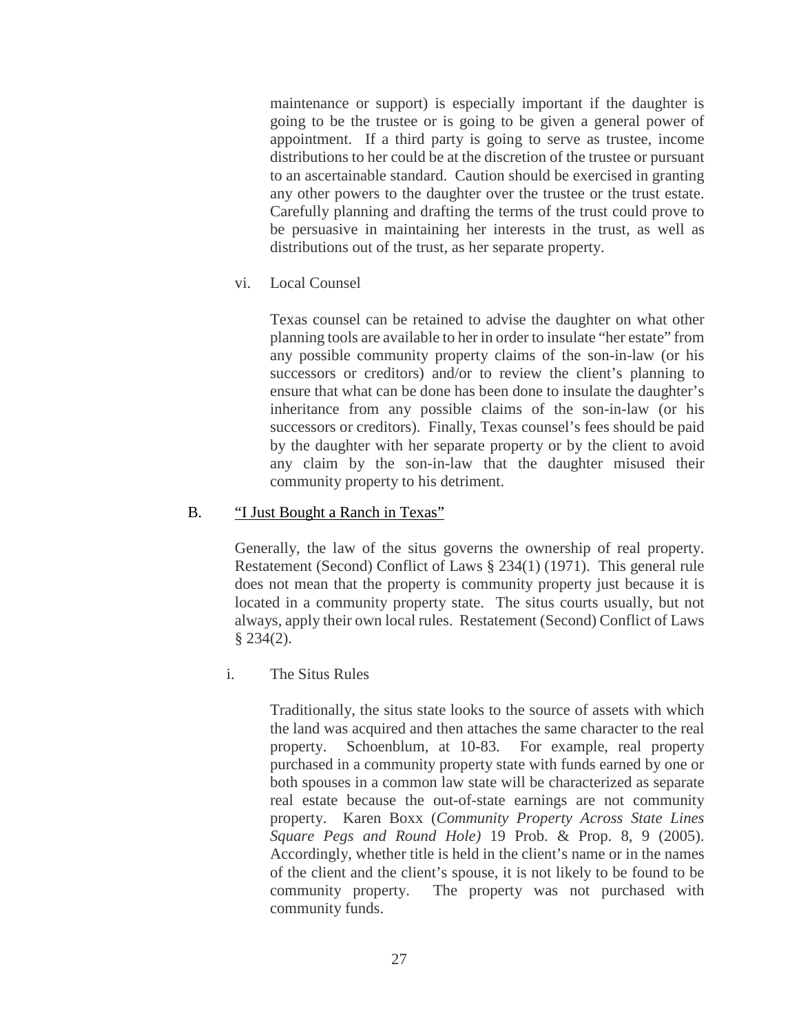maintenance or support) is especially important if the daughter is going to be the trustee or is going to be given a general power of appointment. If a third party is going to serve as trustee, income distributions to her could be at the discretion of the trustee or pursuant to an ascertainable standard. Caution should be exercised in granting any other powers to the daughter over the trustee or the trust estate. Carefully planning and drafting the terms of the trust could prove to be persuasive in maintaining her interests in the trust, as well as distributions out of the trust, as her separate property.

vi. Local Counsel

Texas counsel can be retained to advise the daughter on what other planning tools are available to her in order to insulate "her estate" from any possible community property claims of the son-in-law (or his successors or creditors) and/or to review the client's planning to ensure that what can be done has been done to insulate the daughter's inheritance from any possible claims of the son-in-law (or his successors or creditors). Finally, Texas counsel's fees should be paid by the daughter with her separate property or by the client to avoid any claim by the son-in-law that the daughter misused their community property to his detriment.

B. "I Just Bought a Ranch in Texas"

Generally, the law of the situs governs the ownership of real property. Restatement (Second) Conflict of Laws § 234(1) (1971). This general rule does not mean that the property is community property just because it is located in a community property state. The situs courts usually, but not always, apply their own local rules. Restatement (Second) Conflict of Laws § 234(2).

i. The Situs Rules

Traditionally, the situs state looks to the source of assets with which the land was acquired and then attaches the same character to the real property. Schoenblum, at 10-83. For example, real property purchased in a community property state with funds earned by one or both spouses in a common law state will be characterized as separate real estate because the out-of-state earnings are not community property. Karen Boxx (*Community Property Across State Lines Square Pegs and Round Hole)* 19 Prob. & Prop. 8, 9 (2005). Accordingly, whether title is held in the client's name or in the names of the client and the client's spouse, it is not likely to be found to be community property. The property was not purchased with community funds.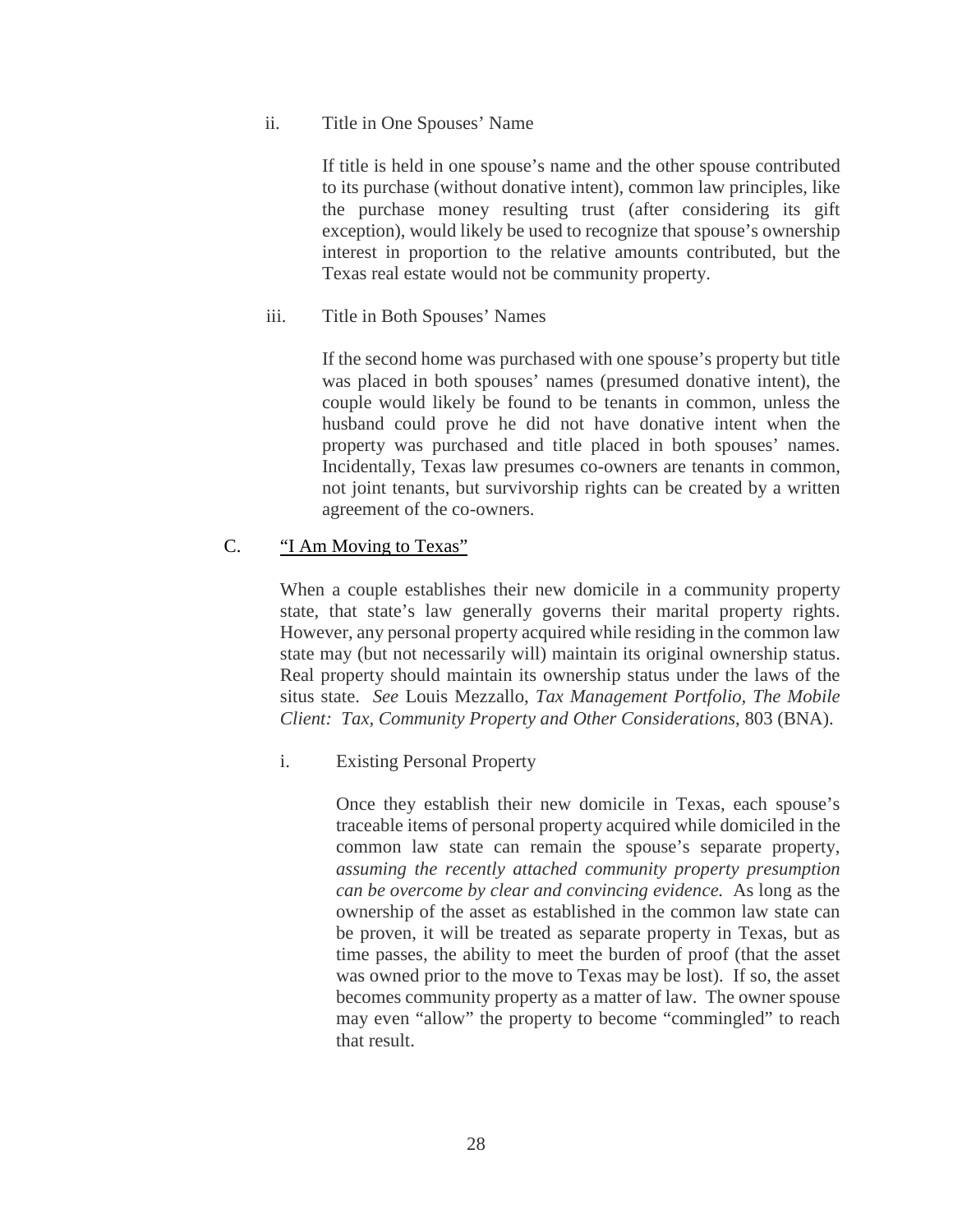ii. Title in One Spouses' Name

If title is held in one spouse's name and the other spouse contributed to its purchase (without donative intent), common law principles, like the purchase money resulting trust (after considering its gift exception), would likely be used to recognize that spouse's ownership interest in proportion to the relative amounts contributed, but the Texas real estate would not be community property.

iii. Title in Both Spouses' Names

If the second home was purchased with one spouse's property but title was placed in both spouses' names (presumed donative intent), the couple would likely be found to be tenants in common, unless the husband could prove he did not have donative intent when the property was purchased and title placed in both spouses' names. Incidentally, Texas law presumes co-owners are tenants in common, not joint tenants, but survivorship rights can be created by a written agreement of the co-owners.

## C. "I Am Moving to Texas"

When a couple establishes their new domicile in a community property state, that state's law generally governs their marital property rights. However, any personal property acquired while residing in the common law state may (but not necessarily will) maintain its original ownership status. Real property should maintain its ownership status under the laws of the situs state. *See* Louis Mezzallo, *Tax Management Portfolio, The Mobile Client: Tax, Community Property and Other Considerations*, 803 (BNA).

i. Existing Personal Property

Once they establish their new domicile in Texas, each spouse's traceable items of personal property acquired while domiciled in the common law state can remain the spouse's separate property, *assuming the recently attached community property presumption can be overcome by clear and convincing evidence.* As long as the ownership of the asset as established in the common law state can be proven, it will be treated as separate property in Texas, but as time passes, the ability to meet the burden of proof (that the asset was owned prior to the move to Texas may be lost). If so, the asset becomes community property as a matter of law. The owner spouse may even "allow" the property to become "commingled" to reach that result.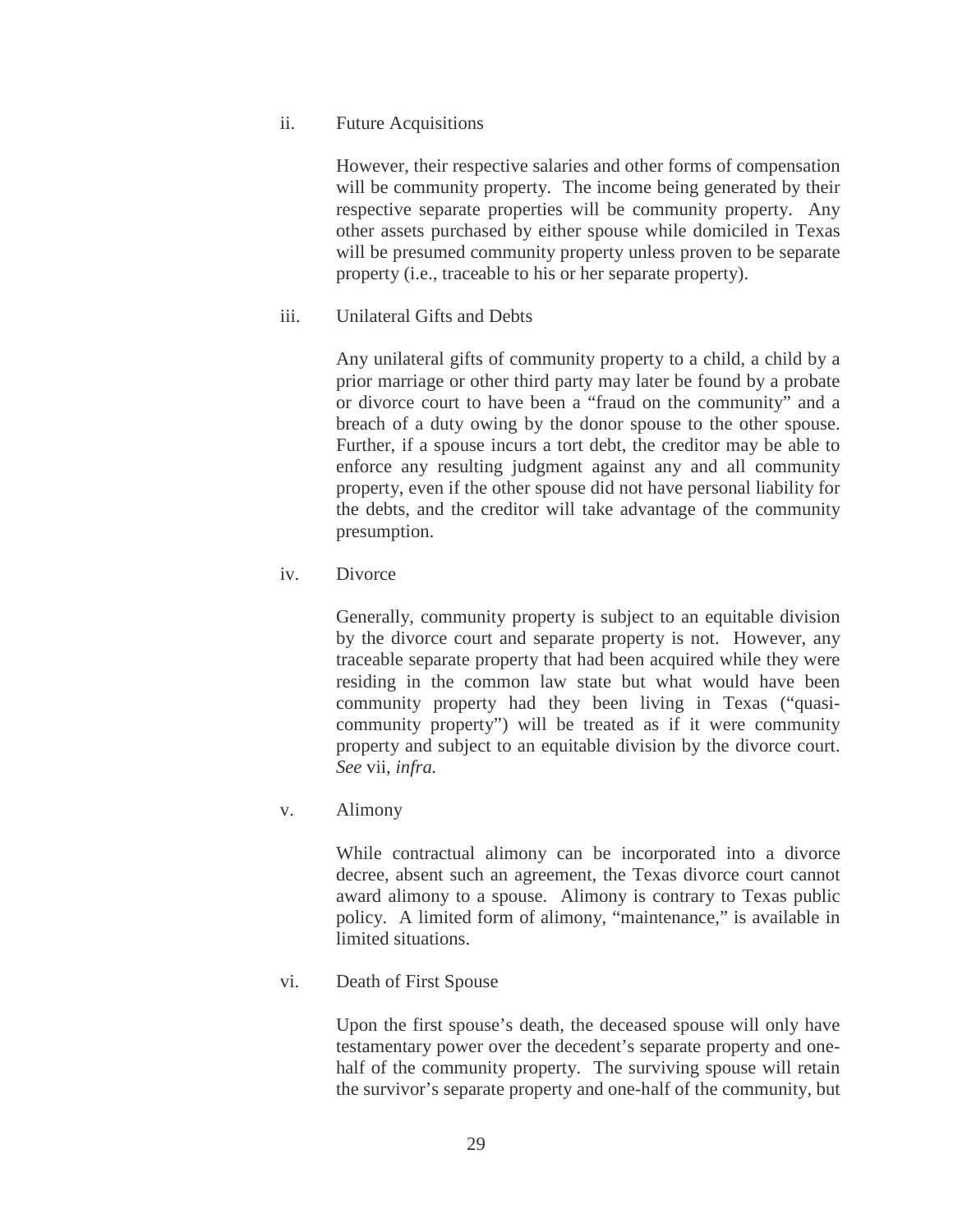ii. Future Acquisitions

However, their respective salaries and other forms of compensation will be community property. The income being generated by their respective separate properties will be community property. Any other assets purchased by either spouse while domiciled in Texas will be presumed community property unless proven to be separate property (i.e., traceable to his or her separate property).

iii. Unilateral Gifts and Debts

Any unilateral gifts of community property to a child, a child by a prior marriage or other third party may later be found by a probate or divorce court to have been a "fraud on the community" and a breach of a duty owing by the donor spouse to the other spouse. Further, if a spouse incurs a tort debt, the creditor may be able to enforce any resulting judgment against any and all community property, even if the other spouse did not have personal liability for the debts, and the creditor will take advantage of the community presumption.

iv. Divorce

Generally, community property is subject to an equitable division by the divorce court and separate property is not. However, any traceable separate property that had been acquired while they were residing in the common law state but what would have been community property had they been living in Texas ("quasi-community property") will be treated as if it were community property and subject to an equitable division by the divorce court. *See* vii, *infra.*

v. Alimony

While contractual alimony can be incorporated into a divorce decree, absent such an agreement, the Texas divorce court cannot award alimony to a spouse. Alimony is contrary to Texas public policy. A limited form of alimony, "maintenance," is available in limited situations.

vi. Death of First Spouse

Upon the first spouse's death, the deceased spouse will only have testamentary power over the decedent's separate property and one-half of the community property. The surviving spouse will retain the survivor's separate property and one-half of the community, but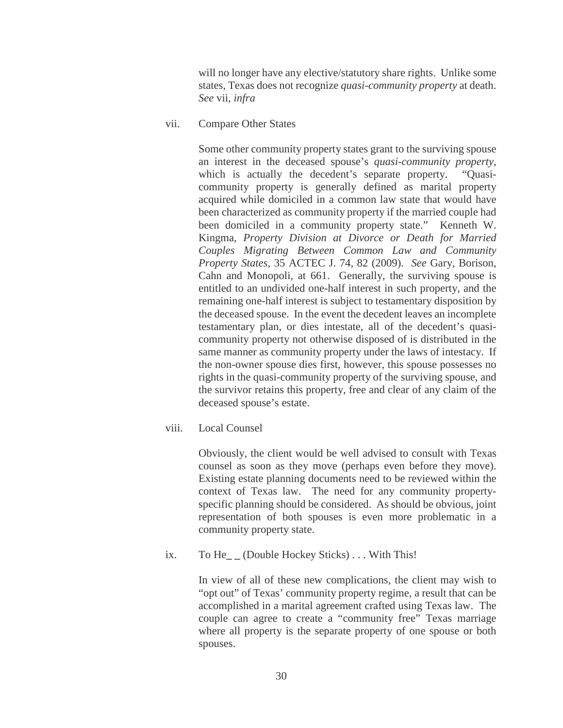will no longer have any elective/statutory share rights. Unlike some states, Texas does not recognize *quasi-community property* at death. *See* vii, *infra*

vii. Compare Other States

Some other community property states grant to the surviving spouse an interest in the deceased spouse's *quasi-community property*, which is actually the decedent's separate property. "Quasi-community property is generally defined as marital property acquired while domiciled in a common law state that would have been characterized as community property if the married couple had been domiciled in a community property state." Kenneth W. Kingma, *Property Division at Divorce or Death for Married Couples Migrating Between Common Law and Community Property States*, 35 ACTEC J. 74, 82 (2009). *See* Gary, Borison, Cahn and Monopoli, at 661. Generally, the surviving spouse is entitled to an undivided one-half interest in such property, and the remaining one-half interest is subject to testamentary disposition by the deceased spouse. In the event the decedent leaves an incomplete testamentary plan, or dies intestate, all of the decedent's quasi-community property not otherwise disposed of is distributed in the same manner as community property under the laws of intestacy. If the non-owner spouse dies first, however, this spouse possesses no rights in the quasi-community property of the surviving spouse, and the survivor retains this property, free and clear of any claim of the deceased spouse's estate.

viii. Local Counsel

Obviously, the client would be well advised to consult with Texas counsel as soon as they move (perhaps even before they move). Existing estate planning documents need to be reviewed within the context of Texas law. The need for any community property-specific planning should be considered. As should be obvious, joint representation of both spouses is even more problematic in a community property state.

ix. To He_ _ (Double Hockey Sticks) . . . With This!

In view of all of these new complications, the client may wish to "opt out" of Texas' community property regime, a result that can be accomplished in a marital agreement crafted using Texas law. The couple can agree to create a "community free" Texas marriage where all property is the separate property of one spouse or both spouses.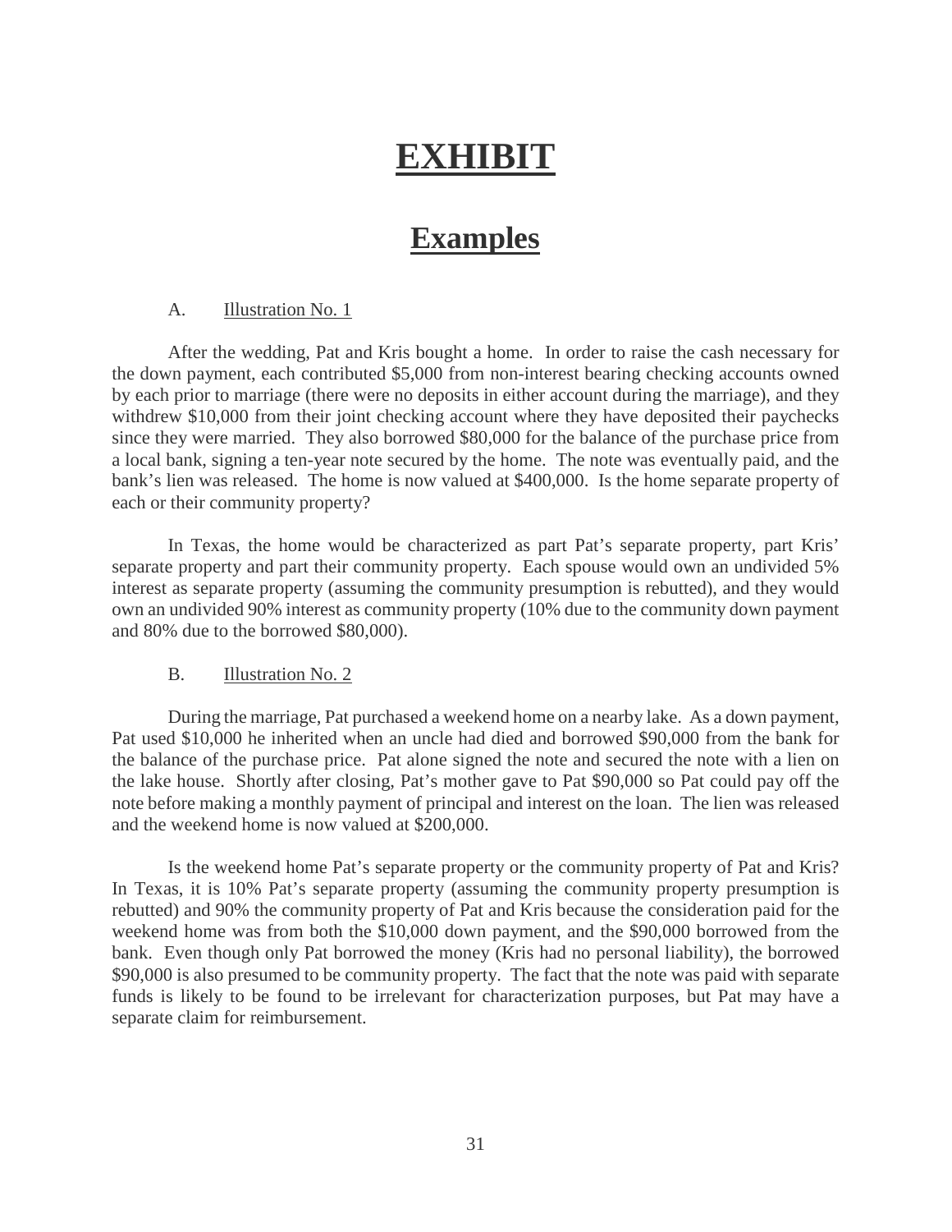# EXHIBIT

## Examples

A. Illustration No. 1

After the wedding, Pat and Kris bought a home. In order to raise the cash necessary for the down payment, each contributed $5,000 from non-interest bearing checking accounts owned by each prior to marriage (there were no deposits in either account during the marriage), and they withdrew $10,000 from their joint checking account where they have deposited their paychecks since they were married. They also borrowed $80,000 for the balance of the purchase price from a local bank, signing a ten-year note secured by the home. The note was eventually paid, and the bank's lien was released. The home is now valued at $400,000. Is the home separate property of each or their community property?

In Texas, the home would be characterized as part Pat's separate property, part Kris' separate property and part their community property. Each spouse would own an undivided 5% interest as separate property (assuming the community presumption is rebutted), and they would own an undivided 90% interest as community property (10% due to the community down payment and 80% due to the borrowed $80,000).

B. Illustration No. 2

During the marriage, Pat purchased a weekend home on a nearby lake. As a down payment, Pat used $10,000 he inherited when an uncle had died and borrowed $90,000 from the bank for the balance of the purchase price. Pat alone signed the note and secured the note with a lien on the lake house. Shortly after closing, Pat's mother gave to Pat $90,000 so Pat could pay off the note before making a monthly payment of principal and interest on the loan. The lien was released and the weekend home is now valued at $200,000.

Is the weekend home Pat's separate property or the community property of Pat and Kris? In Texas, it is 10% Pat's separate property (assuming the community property presumption is rebutted) and 90% the community property of Pat and Kris because the consideration paid for the weekend home was from both the $10,000 down payment, and the $90,000 borrowed from the bank. Even though only Pat borrowed the money (Kris had no personal liability), the borrowed $90,000 is also presumed to be community property. The fact that the note was paid with separate funds is likely to be found to be irrelevant for characterization purposes, but Pat may have a separate claim for reimbursement.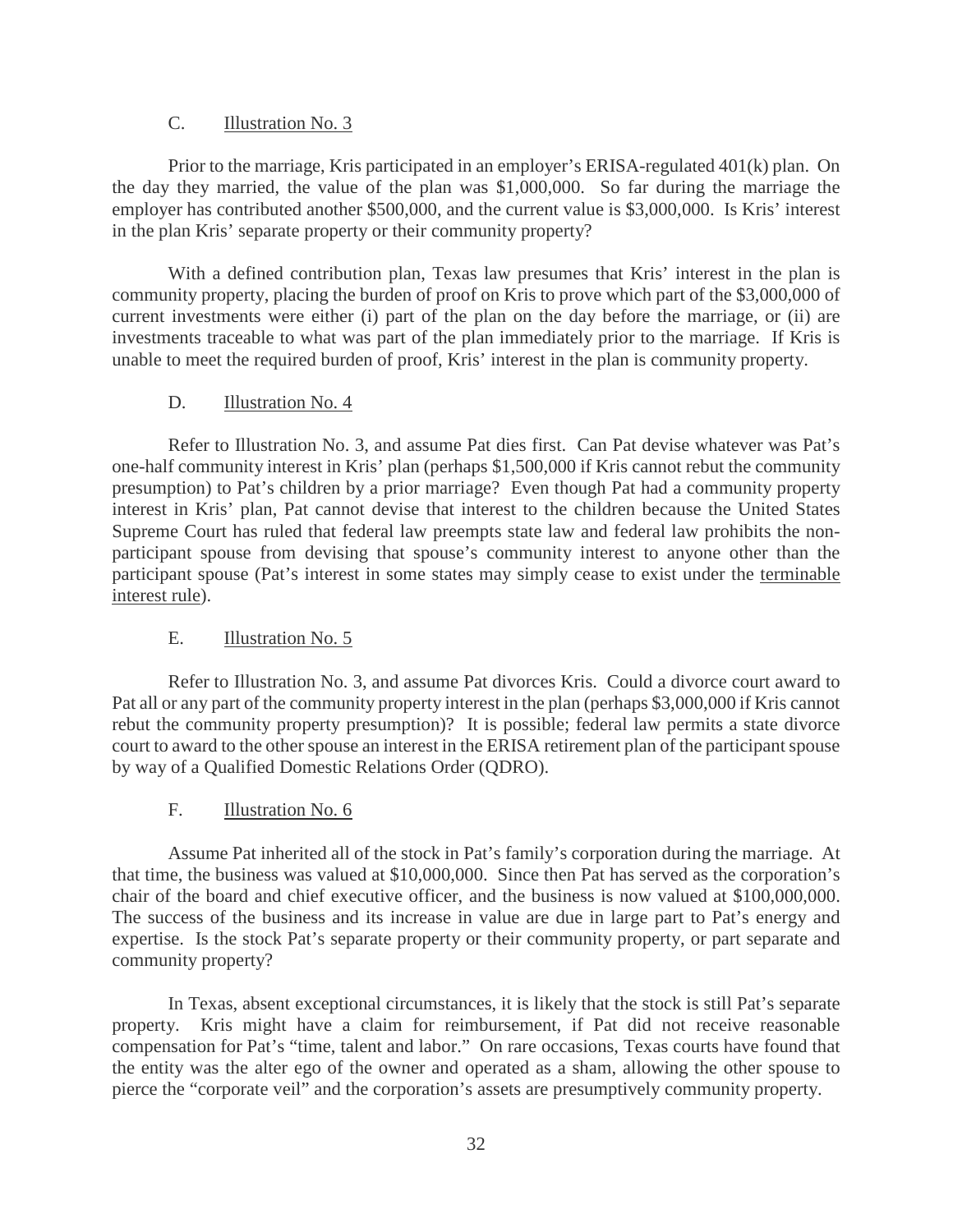### C. Illustration No. 3

Prior to the marriage, Kris participated in an employer's ERISA-regulated 401(k) plan. On the day they married, the value of the plan was $1,000,000. So far during the marriage the employer has contributed another $500,000, and the current value is $3,000,000. Is Kris' interest in the plan Kris' separate property or their community property?

With a defined contribution plan, Texas law presumes that Kris' interest in the plan is community property, placing the burden of proof on Kris to prove which part of the $3,000,000 of current investments were either (i) part of the plan on the day before the marriage, or (ii) are investments traceable to what was part of the plan immediately prior to the marriage. If Kris is unable to meet the required burden of proof, Kris' interest in the plan is community property.

### D. Illustration No. 4

Refer to Illustration No. 3, and assume Pat dies first. Can Pat devise whatever was Pat's one-half community interest in Kris' plan (perhaps $1,500,000 if Kris cannot rebut the community presumption) to Pat's children by a prior marriage? Even though Pat had a community property interest in Kris' plan, Pat cannot devise that interest to the children because the United States Supreme Court has ruled that federal law preempts state law and federal law prohibits the non-participant spouse from devising that spouse's community interest to anyone other than the participant spouse (Pat's interest in some states may simply cease to exist under the terminable interest rule).

### E. Illustration No. 5

Refer to Illustration No. 3, and assume Pat divorces Kris. Could a divorce court award to Pat all or any part of the community property interest in the plan (perhaps $3,000,000 if Kris cannot rebut the community property presumption)? It is possible; federal law permits a state divorce court to award to the other spouse an interest in the ERISA retirement plan of the participant spouse by way of a Qualified Domestic Relations Order (QDRO).

### F. Illustration No. 6

Assume Pat inherited all of the stock in Pat's family's corporation during the marriage. At that time, the business was valued at $10,000,000. Since then Pat has served as the corporation's chair of the board and chief executive officer, and the business is now valued at $100,000,000. The success of the business and its increase in value are due in large part to Pat's energy and expertise. Is the stock Pat's separate property or their community property, or part separate and community property?

In Texas, absent exceptional circumstances, it is likely that the stock is still Pat's separate property. Kris might have a claim for reimbursement, if Pat did not receive reasonable compensation for Pat's "time, talent and labor." On rare occasions, Texas courts have found that the entity was the alter ego of the owner and operated as a sham, allowing the other spouse to pierce the "corporate veil" and the corporation's assets are presumptively community property.